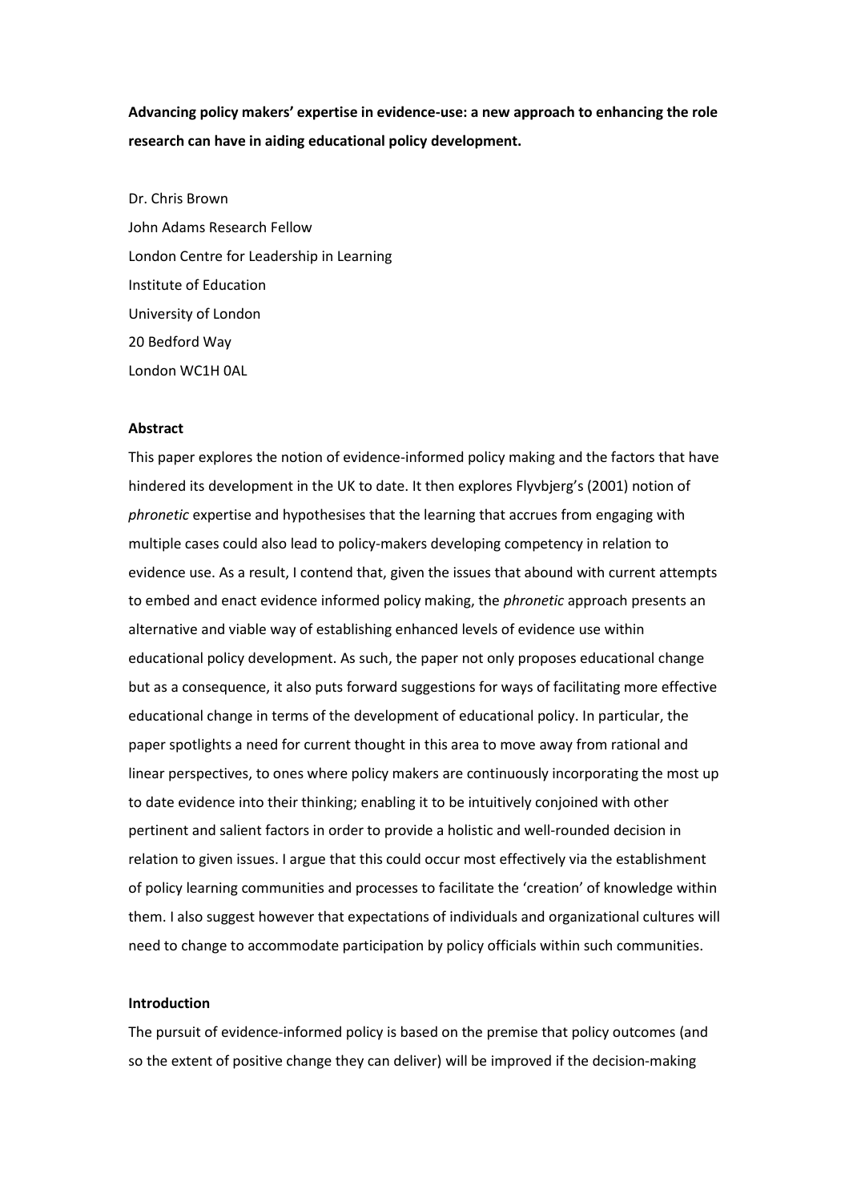**Advancing policy makers' expertise in evidence-use: a new approach to enhancing the role research can have in aiding educational policy development.**

Dr. Chris Brown
John Adams Research Fellow
London Centre for Leadership in Learning
Institute of Education
University of London
20 Bedford Way
London WC1H 0AL

## Abstract

This paper explores the notion of evidence-informed policy making and the factors that have hindered its development in the UK to date. It then explores Flyvbjerg's (2001) notion of *phronetic* expertise and hypothesises that the learning that accrues from engaging with multiple cases could also lead to policy-makers developing competency in relation to evidence use. As a result, I contend that, given the issues that abound with current attempts to embed and enact evidence informed policy making, the *phronetic* approach presents an alternative and viable way of establishing enhanced levels of evidence use within educational policy development. As such, the paper not only proposes educational change but as a consequence, it also puts forward suggestions for ways of facilitating more effective educational change in terms of the development of educational policy. In particular, the paper spotlights a need for current thought in this area to move away from rational and linear perspectives, to ones where policy makers are continuously incorporating the most up to date evidence into their thinking; enabling it to be intuitively conjoined with other pertinent and salient factors in order to provide a holistic and well-rounded decision in relation to given issues. I argue that this could occur most effectively via the establishment of policy learning communities and processes to facilitate the 'creation' of knowledge within them. I also suggest however that expectations of individuals and organizational cultures will need to change to accommodate participation by policy officials within such communities.

## Introduction

The pursuit of evidence-informed policy is based on the premise that policy outcomes (and so the extent of positive change they can deliver) will be improved if the decision-making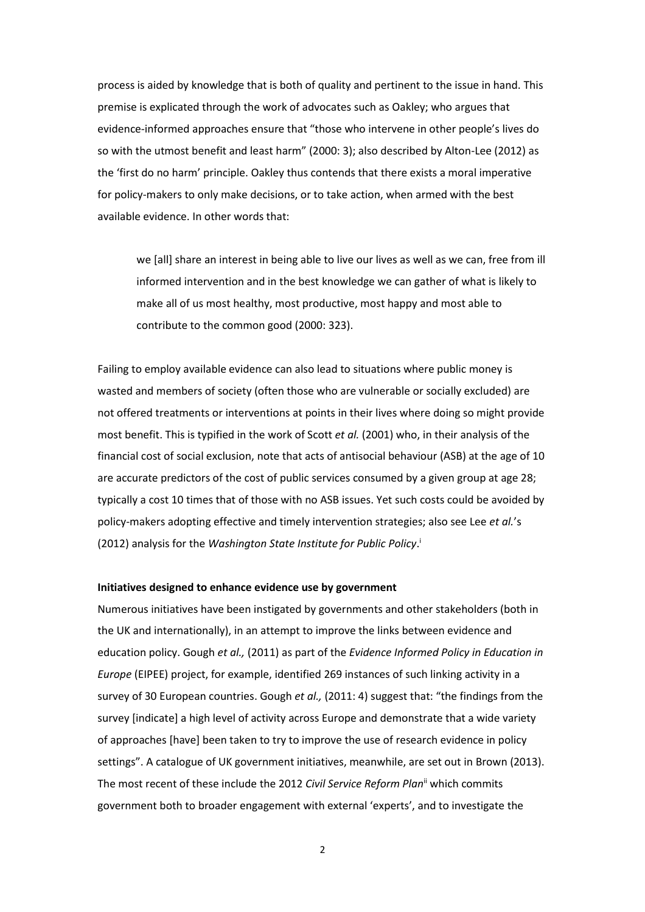process is aided by knowledge that is both of quality and pertinent to the issue in hand. This premise is explicated through the work of advocates such as Oakley; who argues that evidence-informed approaches ensure that "those who intervene in other people's lives do so with the utmost benefit and least harm" (2000: 3); also described by Alton-Lee (2012) as the 'first do no harm' principle. Oakley thus contends that there exists a moral imperative for policy-makers to only make decisions, or to take action, when armed with the best available evidence. In other words that:

> we [all] share an interest in being able to live our lives as well as we can, free from ill informed intervention and in the best knowledge we can gather of what is likely to make all of us most healthy, most productive, most happy and most able to contribute to the common good (2000: 323).

Failing to employ available evidence can also lead to situations where public money is wasted and members of society (often those who are vulnerable or socially excluded) are not offered treatments or interventions at points in their lives where doing so might provide most benefit. This is typified in the work of Scott *et al.* (2001) who, in their analysis of the financial cost of social exclusion, note that acts of antisocial behaviour (ASB) at the age of 10 are accurate predictors of the cost of public services consumed by a given group at age 28; typically a cost 10 times that of those with no ASB issues. Yet such costs could be avoided by policy-makers adopting effective and timely intervention strategies; also see Lee *et al.*'s (2012) analysis for the *Washington State Institute for Public Policy*.[i]

**Initiatives designed to enhance evidence use by government**

Numerous initiatives have been instigated by governments and other stakeholders (both in the UK and internationally), in an attempt to improve the links between evidence and education policy. Gough *et al.,* (2011) as part of the *Evidence Informed Policy in Education in Europe* (EIPEE) project, for example, identified 269 instances of such linking activity in a survey of 30 European countries. Gough *et al.,* (2011: 4) suggest that: "the findings from the survey [indicate] a high level of activity across Europe and demonstrate that a wide variety of approaches [have] been taken to try to improve the use of research evidence in policy settings". A catalogue of UK government initiatives, meanwhile, are set out in Brown (2013). The most recent of these include the 2012 *Civil Service Reform Plan*[ii] which commits government both to broader engagement with external 'experts', and to investigate the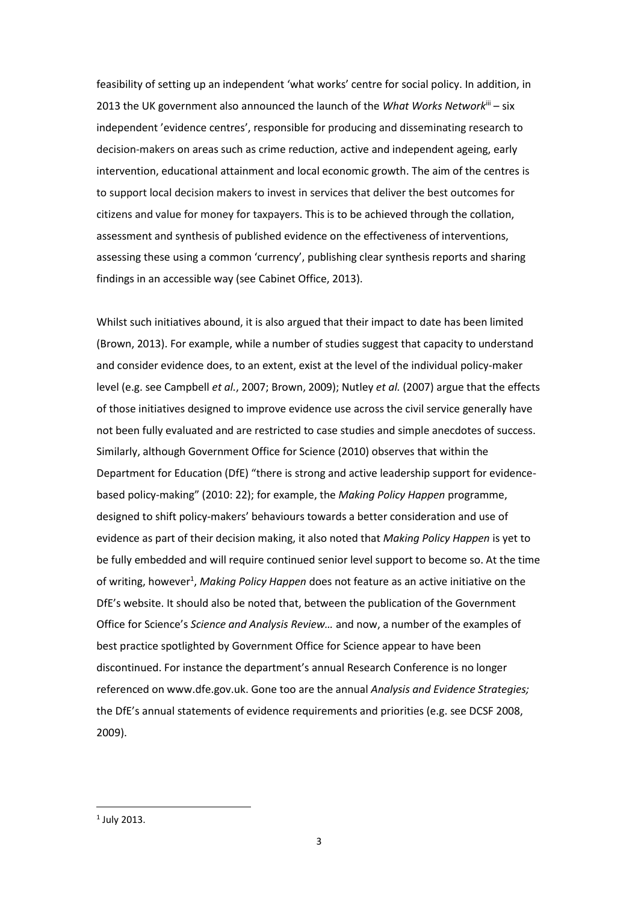feasibility of setting up an independent 'what works' centre for social policy. In addition, in 2013 the UK government also announced the launch of the *What Works Network*[iii] – six independent 'evidence centres', responsible for producing and disseminating research to decision-makers on areas such as crime reduction, active and independent ageing, early intervention, educational attainment and local economic growth. The aim of the centres is to support local decision makers to invest in services that deliver the best outcomes for citizens and value for money for taxpayers. This is to be achieved through the collation, assessment and synthesis of published evidence on the effectiveness of interventions, assessing these using a common 'currency', publishing clear synthesis reports and sharing findings in an accessible way (see Cabinet Office, 2013).

Whilst such initiatives abound, it is also argued that their impact to date has been limited (Brown, 2013). For example, while a number of studies suggest that capacity to understand and consider evidence does, to an extent, exist at the level of the individual policy-maker level (e.g. see Campbell *et al.*, 2007; Brown, 2009); Nutley *et al.* (2007) argue that the effects of those initiatives designed to improve evidence use across the civil service generally have not been fully evaluated and are restricted to case studies and simple anecdotes of success. Similarly, although Government Office for Science (2010) observes that within the Department for Education (DfE) "there is strong and active leadership support for evidence-based policy-making" (2010: 22); for example, the *Making Policy Happen* programme, designed to shift policy-makers' behaviours towards a better consideration and use of evidence as part of their decision making, it also noted that *Making Policy Happen* is yet to be fully embedded and will require continued senior level support to become so. At the time of writing, however[1], *Making Policy Happen* does not feature as an active initiative on the DfE's website. It should also be noted that, between the publication of the Government Office for Science's *Science and Analysis Review…* and now, a number of the examples of best practice spotlighted by Government Office for Science appear to have been discontinued. For instance the department's annual Research Conference is no longer referenced on www.dfe.gov.uk. Gone too are the annual *Analysis and Evidence Strategies;* the DfE's annual statements of evidence requirements and priorities (e.g. see DCSF 2008, 2009).

[1] July 2013.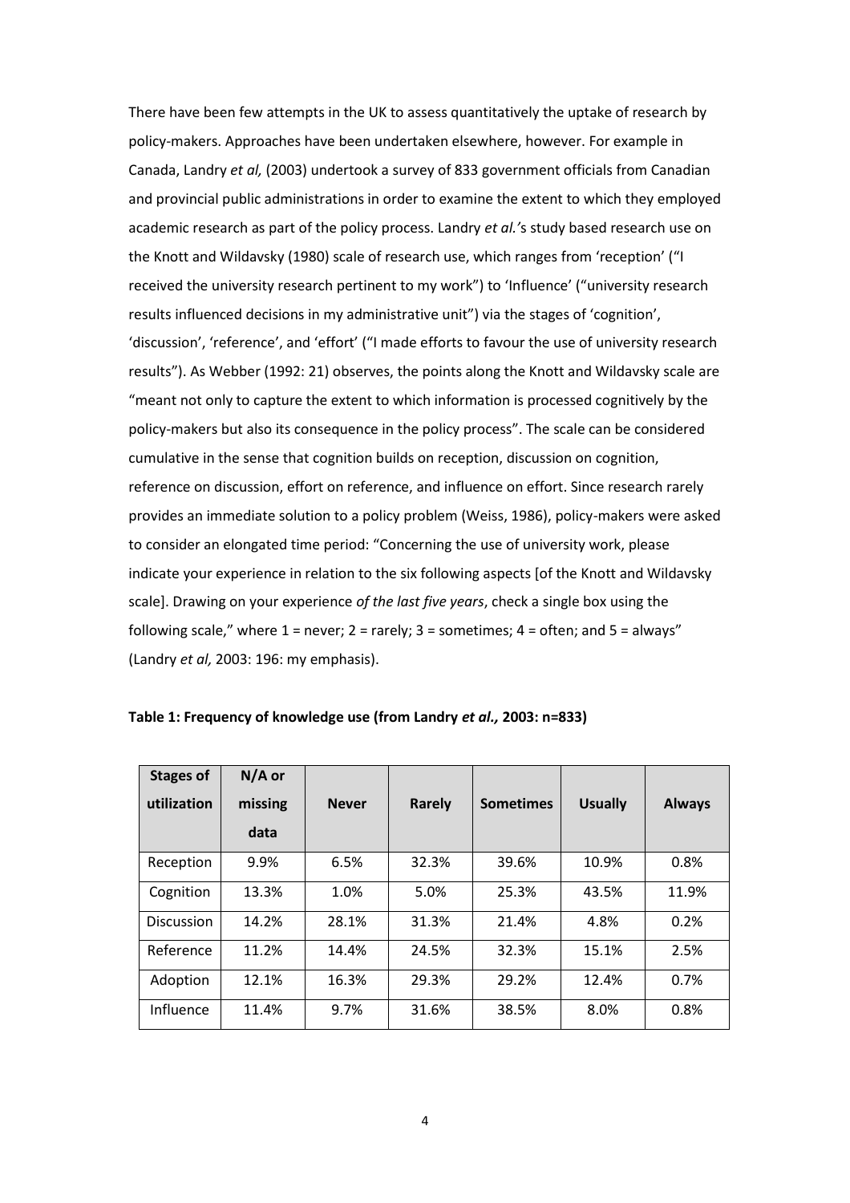There have been few attempts in the UK to assess quantitatively the uptake of research by policy-makers. Approaches have been undertaken elsewhere, however. For example in Canada, Landry *et al,* (2003) undertook a survey of 833 government officials from Canadian and provincial public administrations in order to examine the extent to which they employed academic research as part of the policy process. Landry *et al.'*s study based research use on the Knott and Wildavsky (1980) scale of research use, which ranges from 'reception' ("I received the university research pertinent to my work") to 'Influence' ("university research results influenced decisions in my administrative unit") via the stages of 'cognition', 'discussion', 'reference', and 'effort' ("I made efforts to favour the use of university research results"). As Webber (1992: 21) observes, the points along the Knott and Wildavsky scale are "meant not only to capture the extent to which information is processed cognitively by the policy-makers but also its consequence in the policy process". The scale can be considered cumulative in the sense that cognition builds on reception, discussion on cognition, reference on discussion, effort on reference, and influence on effort. Since research rarely provides an immediate solution to a policy problem (Weiss, 1986), policy-makers were asked to consider an elongated time period: "Concerning the use of university work, please indicate your experience in relation to the six following aspects [of the Knott and Wildavsky scale]. Drawing on your experience *of the last five years*, check a single box using the following scale," where 1 = never; 2 = rarely; 3 = sometimes; 4 = often; and 5 = always" (Landry *et al,* 2003: 196: my emphasis).

**Table 1: Frequency of knowledge use (from Landry *et al.,* 2003: n=833)**

| Stages of utilization | N/A or missing data | Never | Rarely | Sometimes | Usually | Always |
|---|---|---|---|---|---|---|
| Reception | 9.9% | 6.5% | 32.3% | 39.6% | 10.9% | 0.8% |
| Cognition | 13.3% | 1.0% | 5.0% | 25.3% | 43.5% | 11.9% |
| Discussion | 14.2% | 28.1% | 31.3% | 21.4% | 4.8% | 0.2% |
| Reference | 11.2% | 14.4% | 24.5% | 32.3% | 15.1% | 2.5% |
| Adoption | 12.1% | 16.3% | 29.3% | 29.2% | 12.4% | 0.7% |
| Influence | 11.4% | 9.7% | 31.6% | 38.5% | 8.0% | 0.8% |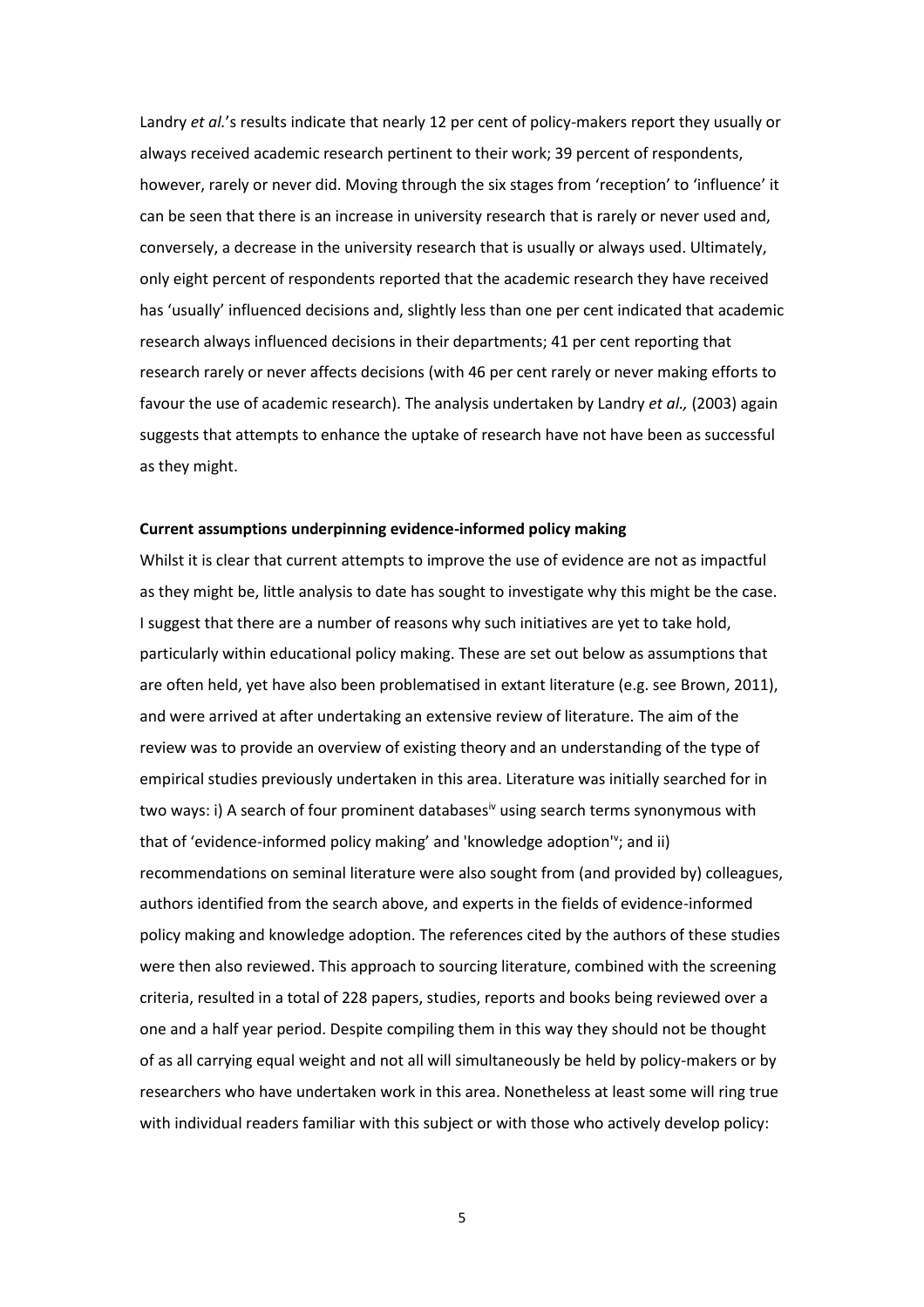Landry *et al.*'s results indicate that nearly 12 per cent of policy-makers report they usually or always received academic research pertinent to their work; 39 percent of respondents, however, rarely or never did. Moving through the six stages from 'reception' to 'influence' it can be seen that there is an increase in university research that is rarely or never used and, conversely, a decrease in the university research that is usually or always used. Ultimately, only eight percent of respondents reported that the academic research they have received has 'usually' influenced decisions and, slightly less than one per cent indicated that academic research always influenced decisions in their departments; 41 per cent reporting that research rarely or never affects decisions (with 46 per cent rarely or never making efforts to favour the use of academic research). The analysis undertaken by Landry *et al.,* (2003) again suggests that attempts to enhance the uptake of research have not have been as successful as they might.

**Current assumptions underpinning evidence-informed policy making**

Whilst it is clear that current attempts to improve the use of evidence are not as impactful as they might be, little analysis to date has sought to investigate why this might be the case. I suggest that there are a number of reasons why such initiatives are yet to take hold, particularly within educational policy making. These are set out below as assumptions that are often held, yet have also been problematised in extant literature (e.g. see Brown, 2011), and were arrived at after undertaking an extensive review of literature. The aim of the review was to provide an overview of existing theory and an understanding of the type of empirical studies previously undertaken in this area. Literature was initially searched for in two ways: i) A search of four prominent databases[iv] using search terms synonymous with that of 'evidence-informed policy making' and 'knowledge adoption'[v]; and ii) recommendations on seminal literature were also sought from (and provided by) colleagues, authors identified from the search above, and experts in the fields of evidence-informed policy making and knowledge adoption. The references cited by the authors of these studies were then also reviewed. This approach to sourcing literature, combined with the screening criteria, resulted in a total of 228 papers, studies, reports and books being reviewed over a one and a half year period. Despite compiling them in this way they should not be thought of as all carrying equal weight and not all will simultaneously be held by policy-makers or by researchers who have undertaken work in this area. Nonetheless at least some will ring true with individual readers familiar with this subject or with those who actively develop policy: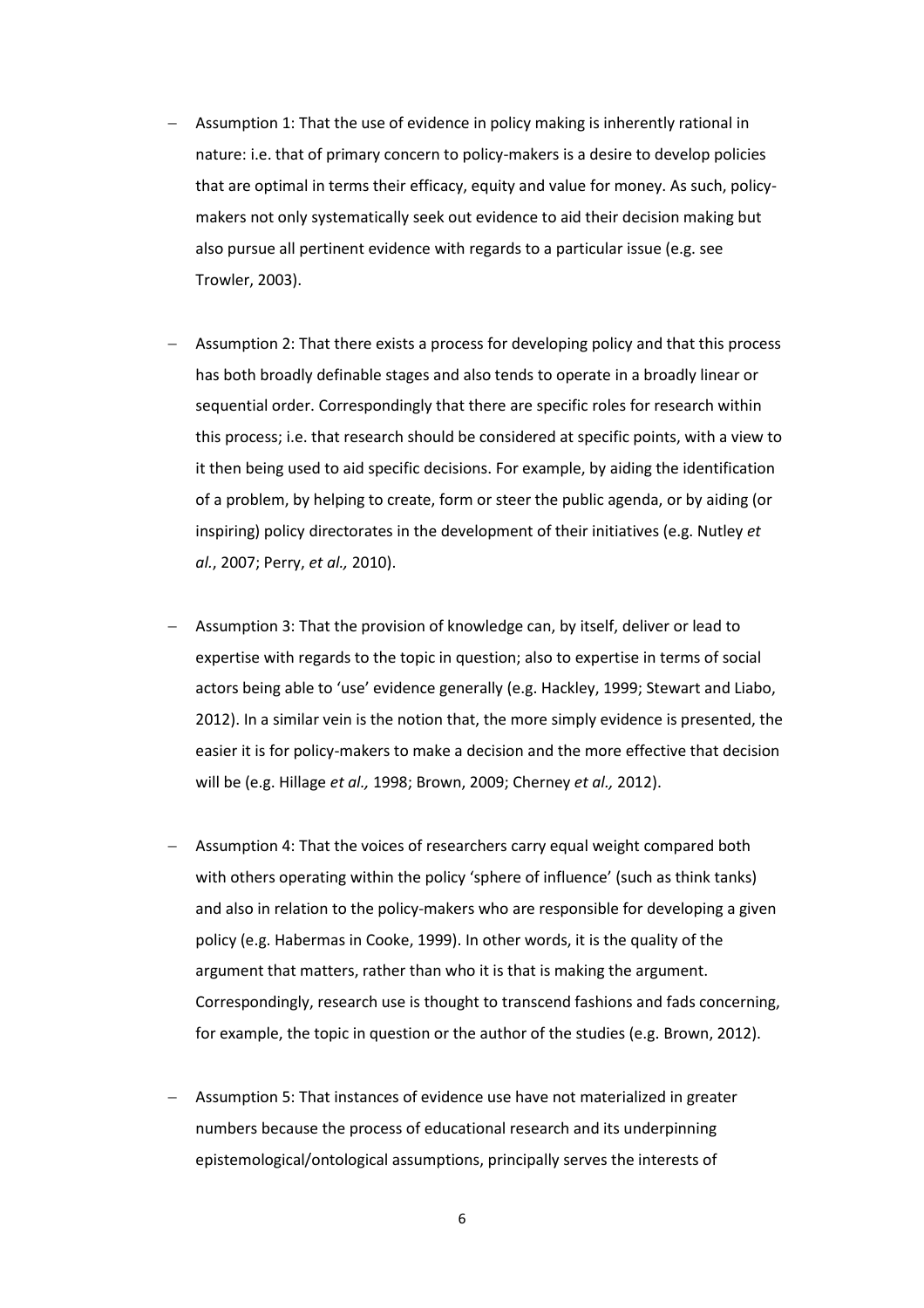- Assumption 1: That the use of evidence in policy making is inherently rational in nature: i.e. that of primary concern to policy-makers is a desire to develop policies that are optimal in terms their efficacy, equity and value for money. As such, policy-makers not only systematically seek out evidence to aid their decision making but also pursue all pertinent evidence with regards to a particular issue (e.g. see Trowler, 2003).

- Assumption 2: That there exists a process for developing policy and that this process has both broadly definable stages and also tends to operate in a broadly linear or sequential order. Correspondingly that there are specific roles for research within this process; i.e. that research should be considered at specific points, with a view to it then being used to aid specific decisions. For example, by aiding the identification of a problem, by helping to create, form or steer the public agenda, or by aiding (or inspiring) policy directorates in the development of their initiatives (e.g. Nutley *et al.*, 2007; Perry, *et al.,* 2010).

- Assumption 3: That the provision of knowledge can, by itself, deliver or lead to expertise with regards to the topic in question; also to expertise in terms of social actors being able to 'use' evidence generally (e.g. Hackley, 1999; Stewart and Liabo, 2012). In a similar vein is the notion that, the more simply evidence is presented, the easier it is for policy-makers to make a decision and the more effective that decision will be (e.g. Hillage *et al.,* 1998; Brown, 2009; Cherney *et al.,* 2012).

- Assumption 4: That the voices of researchers carry equal weight compared both with others operating within the policy 'sphere of influence' (such as think tanks) and also in relation to the policy-makers who are responsible for developing a given policy (e.g. Habermas in Cooke, 1999). In other words, it is the quality of the argument that matters, rather than who it is that is making the argument. Correspondingly, research use is thought to transcend fashions and fads concerning, for example, the topic in question or the author of the studies (e.g. Brown, 2012).

- Assumption 5: That instances of evidence use have not materialized in greater numbers because the process of educational research and its underpinning epistemological/ontological assumptions, principally serves the interests of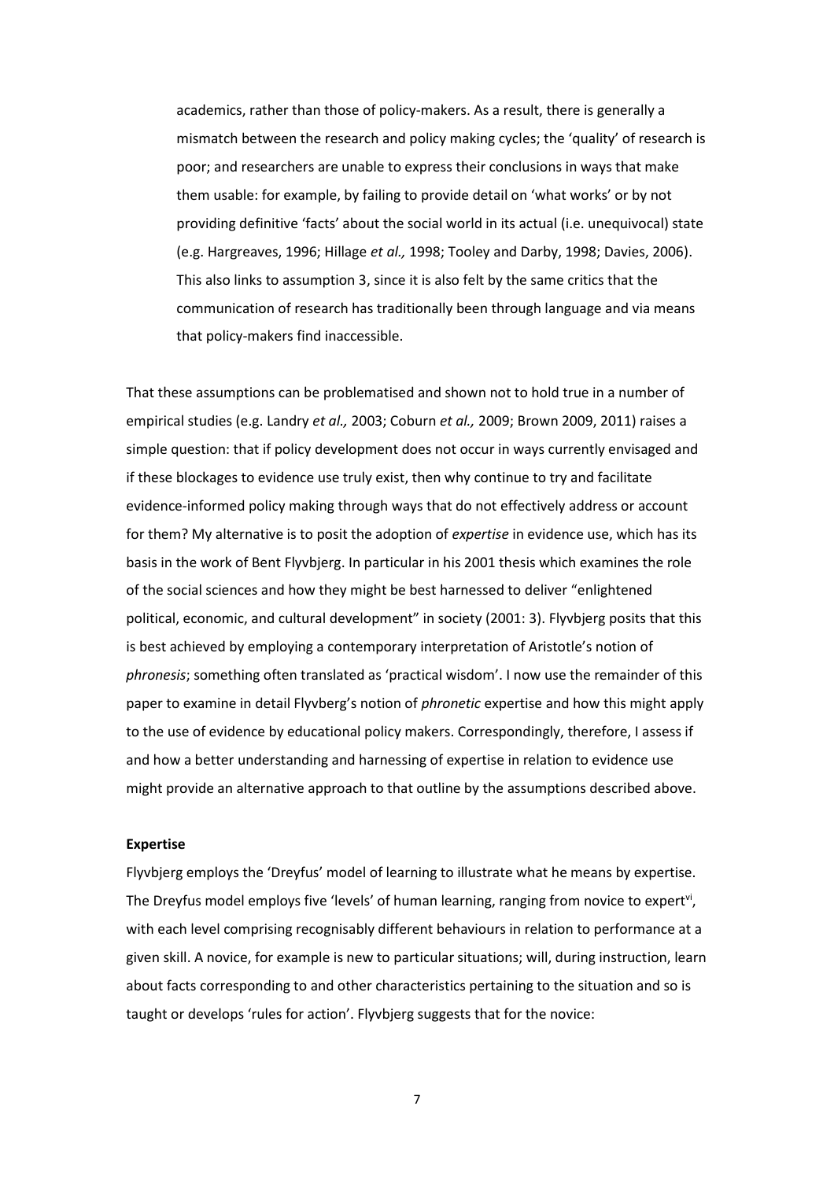academics, rather than those of policy-makers. As a result, there is generally a mismatch between the research and policy making cycles; the 'quality' of research is poor; and researchers are unable to express their conclusions in ways that make them usable: for example, by failing to provide detail on 'what works' or by not providing definitive 'facts' about the social world in its actual (i.e. unequivocal) state (e.g. Hargreaves, 1996; Hillage *et al.,* 1998; Tooley and Darby, 1998; Davies, 2006). This also links to assumption 3, since it is also felt by the same critics that the communication of research has traditionally been through language and via means that policy-makers find inaccessible.

That these assumptions can be problematised and shown not to hold true in a number of empirical studies (e.g. Landry *et al.,* 2003; Coburn *et al.,* 2009; Brown 2009, 2011) raises a simple question: that if policy development does not occur in ways currently envisaged and if these blockages to evidence use truly exist, then why continue to try and facilitate evidence-informed policy making through ways that do not effectively address or account for them? My alternative is to posit the adoption of *expertise* in evidence use, which has its basis in the work of Bent Flyvbjerg. In particular in his 2001 thesis which examines the role of the social sciences and how they might be best harnessed to deliver "enlightened political, economic, and cultural development" in society (2001: 3). Flyvbjerg posits that this is best achieved by employing a contemporary interpretation of Aristotle's notion of *phronesis*; something often translated as 'practical wisdom'. I now use the remainder of this paper to examine in detail Flyvberg's notion of *phronetic* expertise and how this might apply to the use of evidence by educational policy makers. Correspondingly, therefore, I assess if and how a better understanding and harnessing of expertise in relation to evidence use might provide an alternative approach to that outline by the assumptions described above.

**Expertise**

Flyvbjerg employs the 'Dreyfus' model of learning to illustrate what he means by expertise. The Dreyfus model employs five 'levels' of human learning, ranging from novice to expert[vi], with each level comprising recognisably different behaviours in relation to performance at a given skill. A novice, for example is new to particular situations; will, during instruction, learn about facts corresponding to and other characteristics pertaining to the situation and so is taught or develops 'rules for action'. Flyvbjerg suggests that for the novice: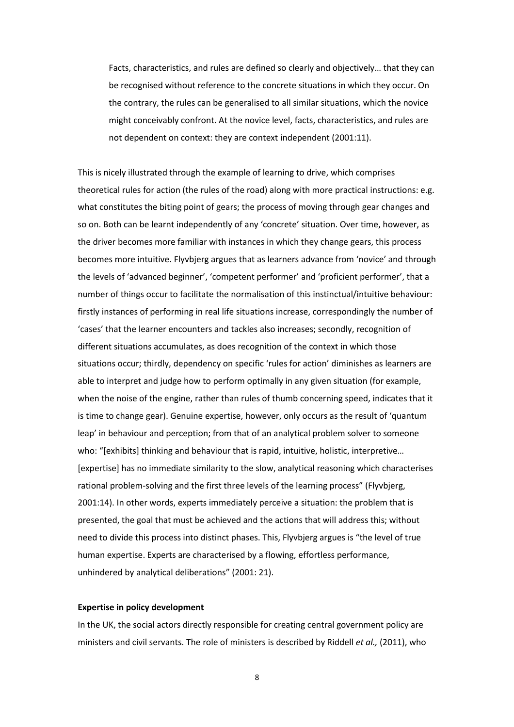> Facts, characteristics, and rules are defined so clearly and objectively… that they can be recognised without reference to the concrete situations in which they occur. On the contrary, the rules can be generalised to all similar situations, which the novice might conceivably confront. At the novice level, facts, characteristics, and rules are not dependent on context: they are context independent (2001:11).

This is nicely illustrated through the example of learning to drive, which comprises theoretical rules for action (the rules of the road) along with more practical instructions: e.g. what constitutes the biting point of gears; the process of moving through gear changes and so on. Both can be learnt independently of any 'concrete' situation. Over time, however, as the driver becomes more familiar with instances in which they change gears, this process becomes more intuitive. Flyvbjerg argues that as learners advance from 'novice' and through the levels of 'advanced beginner', 'competent performer' and 'proficient performer', that a number of things occur to facilitate the normalisation of this instinctual/intuitive behaviour: firstly instances of performing in real life situations increase, correspondingly the number of 'cases' that the learner encounters and tackles also increases; secondly, recognition of different situations accumulates, as does recognition of the context in which those situations occur; thirdly, dependency on specific 'rules for action' diminishes as learners are able to interpret and judge how to perform optimally in any given situation (for example, when the noise of the engine, rather than rules of thumb concerning speed, indicates that it is time to change gear). Genuine expertise, however, only occurs as the result of 'quantum leap' in behaviour and perception; from that of an analytical problem solver to someone who: "[exhibits] thinking and behaviour that is rapid, intuitive, holistic, interpretive… [expertise] has no immediate similarity to the slow, analytical reasoning which characterises rational problem-solving and the first three levels of the learning process" (Flyvbjerg, 2001:14). In other words, experts immediately perceive a situation: the problem that is presented, the goal that must be achieved and the actions that will address this; without need to divide this process into distinct phases. This, Flyvbjerg argues is "the level of true human expertise. Experts are characterised by a flowing, effortless performance, unhindered by analytical deliberations" (2001: 21).

**Expertise in policy development**

In the UK, the social actors directly responsible for creating central government policy are ministers and civil servants. The role of ministers is described by Riddell *et al.,* (2011), who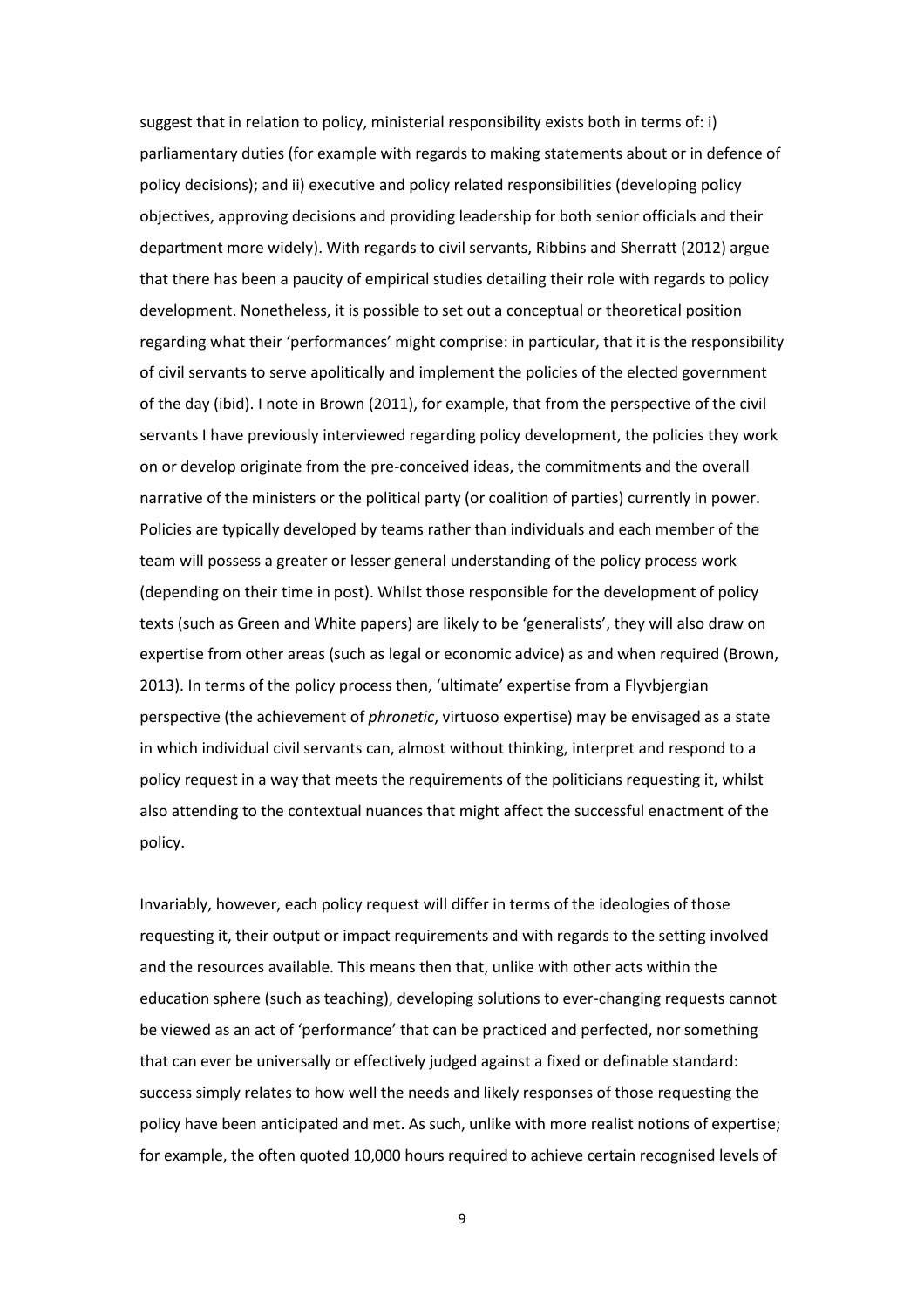suggest that in relation to policy, ministerial responsibility exists both in terms of: i) parliamentary duties (for example with regards to making statements about or in defence of policy decisions); and ii) executive and policy related responsibilities (developing policy objectives, approving decisions and providing leadership for both senior officials and their department more widely). With regards to civil servants, Ribbins and Sherratt (2012) argue that there has been a paucity of empirical studies detailing their role with regards to policy development. Nonetheless, it is possible to set out a conceptual or theoretical position regarding what their 'performances' might comprise: in particular, that it is the responsibility of civil servants to serve apolitically and implement the policies of the elected government of the day (ibid). I note in Brown (2011), for example, that from the perspective of the civil servants I have previously interviewed regarding policy development, the policies they work on or develop originate from the pre-conceived ideas, the commitments and the overall narrative of the ministers or the political party (or coalition of parties) currently in power. Policies are typically developed by teams rather than individuals and each member of the team will possess a greater or lesser general understanding of the policy process work (depending on their time in post). Whilst those responsible for the development of policy texts (such as Green and White papers) are likely to be 'generalists', they will also draw on expertise from other areas (such as legal or economic advice) as and when required (Brown, 2013). In terms of the policy process then, 'ultimate' expertise from a Flyvbjergian perspective (the achievement of *phronetic*, virtuoso expertise) may be envisaged as a state in which individual civil servants can, almost without thinking, interpret and respond to a policy request in a way that meets the requirements of the politicians requesting it, whilst also attending to the contextual nuances that might affect the successful enactment of the policy.

Invariably, however, each policy request will differ in terms of the ideologies of those requesting it, their output or impact requirements and with regards to the setting involved and the resources available. This means then that, unlike with other acts within the education sphere (such as teaching), developing solutions to ever-changing requests cannot be viewed as an act of 'performance' that can be practiced and perfected, nor something that can ever be universally or effectively judged against a fixed or definable standard: success simply relates to how well the needs and likely responses of those requesting the policy have been anticipated and met. As such, unlike with more realist notions of expertise; for example, the often quoted 10,000 hours required to achieve certain recognised levels of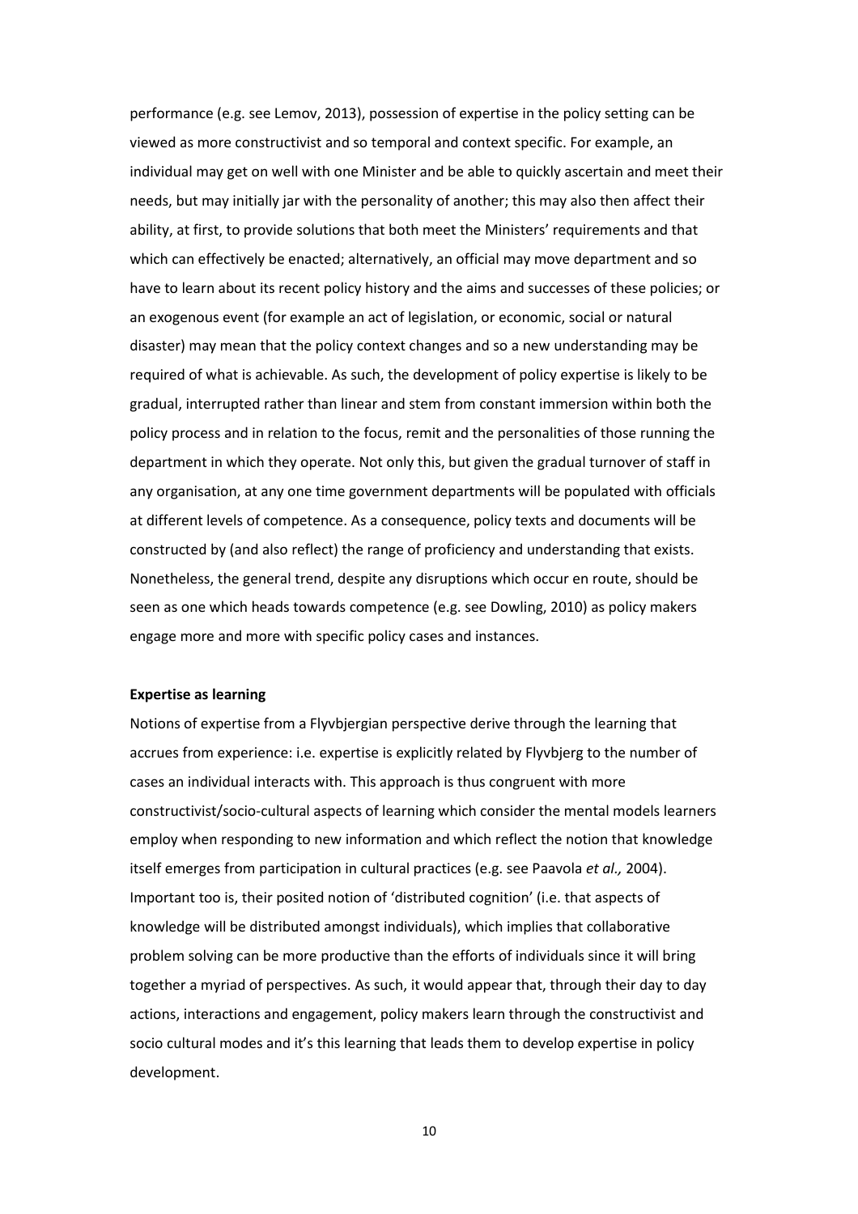performance (e.g. see Lemov, 2013), possession of expertise in the policy setting can be viewed as more constructivist and so temporal and context specific. For example, an individual may get on well with one Minister and be able to quickly ascertain and meet their needs, but may initially jar with the personality of another; this may also then affect their ability, at first, to provide solutions that both meet the Ministers' requirements and that which can effectively be enacted; alternatively, an official may move department and so have to learn about its recent policy history and the aims and successes of these policies; or an exogenous event (for example an act of legislation, or economic, social or natural disaster) may mean that the policy context changes and so a new understanding may be required of what is achievable. As such, the development of policy expertise is likely to be gradual, interrupted rather than linear and stem from constant immersion within both the policy process and in relation to the focus, remit and the personalities of those running the department in which they operate. Not only this, but given the gradual turnover of staff in any organisation, at any one time government departments will be populated with officials at different levels of competence. As a consequence, policy texts and documents will be constructed by (and also reflect) the range of proficiency and understanding that exists. Nonetheless, the general trend, despite any disruptions which occur en route, should be seen as one which heads towards competence (e.g. see Dowling, 2010) as policy makers engage more and more with specific policy cases and instances.

**Expertise as learning**

Notions of expertise from a Flyvbjergian perspective derive through the learning that accrues from experience: i.e. expertise is explicitly related by Flyvbjerg to the number of cases an individual interacts with. This approach is thus congruent with more constructivist/socio-cultural aspects of learning which consider the mental models learners employ when responding to new information and which reflect the notion that knowledge itself emerges from participation in cultural practices (e.g. see Paavola *et al.,* 2004). Important too is, their posited notion of 'distributed cognition' (i.e. that aspects of knowledge will be distributed amongst individuals), which implies that collaborative problem solving can be more productive than the efforts of individuals since it will bring together a myriad of perspectives. As such, it would appear that, through their day to day actions, interactions and engagement, policy makers learn through the constructivist and socio cultural modes and it's this learning that leads them to develop expertise in policy development.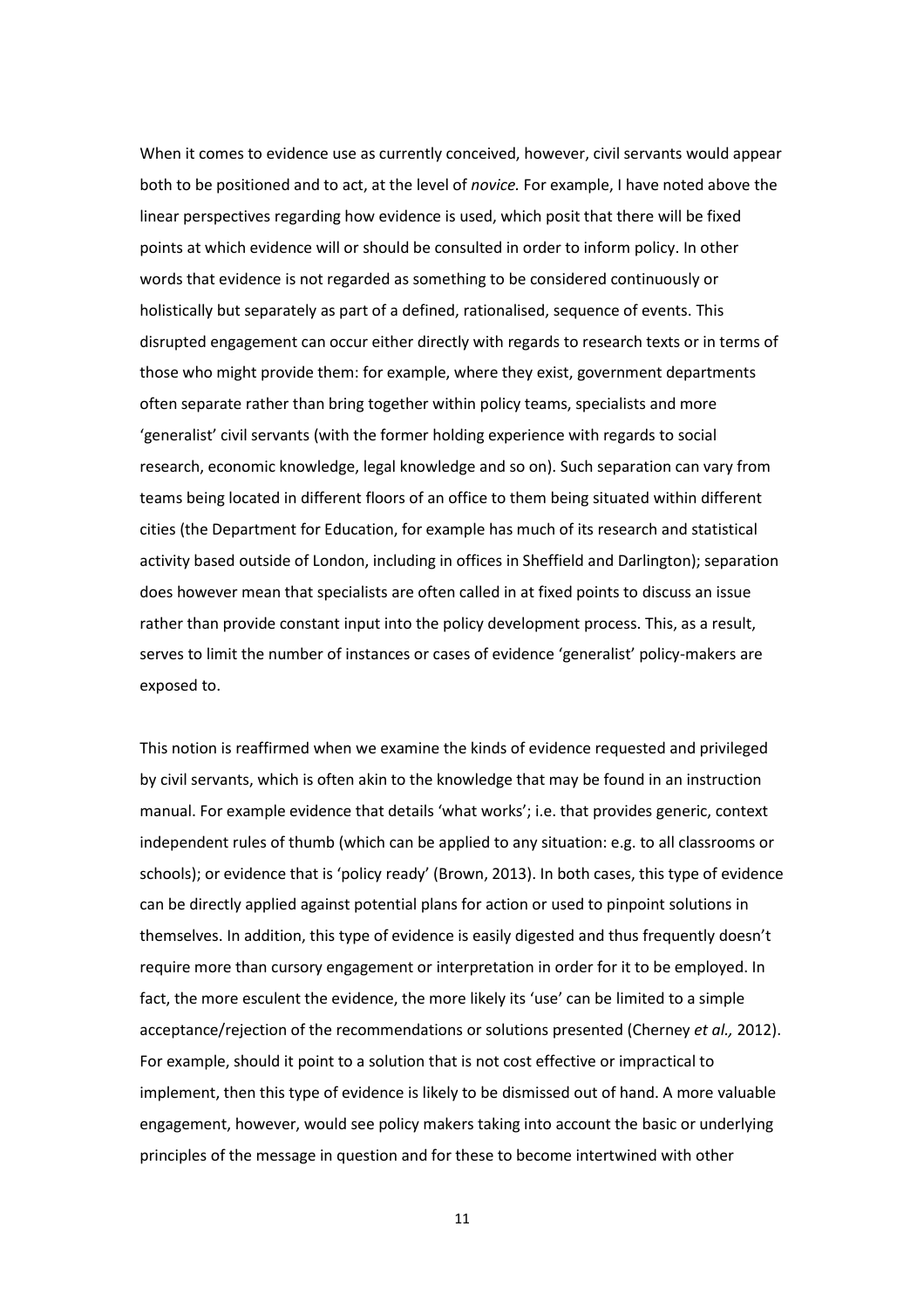When it comes to evidence use as currently conceived, however, civil servants would appear both to be positioned and to act, at the level of *novice.* For example, I have noted above the linear perspectives regarding how evidence is used, which posit that there will be fixed points at which evidence will or should be consulted in order to inform policy. In other words that evidence is not regarded as something to be considered continuously or holistically but separately as part of a defined, rationalised, sequence of events. This disrupted engagement can occur either directly with regards to research texts or in terms of those who might provide them: for example, where they exist, government departments often separate rather than bring together within policy teams, specialists and more 'generalist' civil servants (with the former holding experience with regards to social research, economic knowledge, legal knowledge and so on). Such separation can vary from teams being located in different floors of an office to them being situated within different cities (the Department for Education, for example has much of its research and statistical activity based outside of London, including in offices in Sheffield and Darlington); separation does however mean that specialists are often called in at fixed points to discuss an issue rather than provide constant input into the policy development process. This, as a result, serves to limit the number of instances or cases of evidence 'generalist' policy-makers are exposed to.

This notion is reaffirmed when we examine the kinds of evidence requested and privileged by civil servants, which is often akin to the knowledge that may be found in an instruction manual. For example evidence that details 'what works'; i.e. that provides generic, context independent rules of thumb (which can be applied to any situation: e.g. to all classrooms or schools); or evidence that is 'policy ready' (Brown, 2013). In both cases, this type of evidence can be directly applied against potential plans for action or used to pinpoint solutions in themselves. In addition, this type of evidence is easily digested and thus frequently doesn't require more than cursory engagement or interpretation in order for it to be employed. In fact, the more esculent the evidence, the more likely its 'use' can be limited to a simple acceptance/rejection of the recommendations or solutions presented (Cherney *et al.,* 2012). For example, should it point to a solution that is not cost effective or impractical to implement, then this type of evidence is likely to be dismissed out of hand. A more valuable engagement, however, would see policy makers taking into account the basic or underlying principles of the message in question and for these to become intertwined with other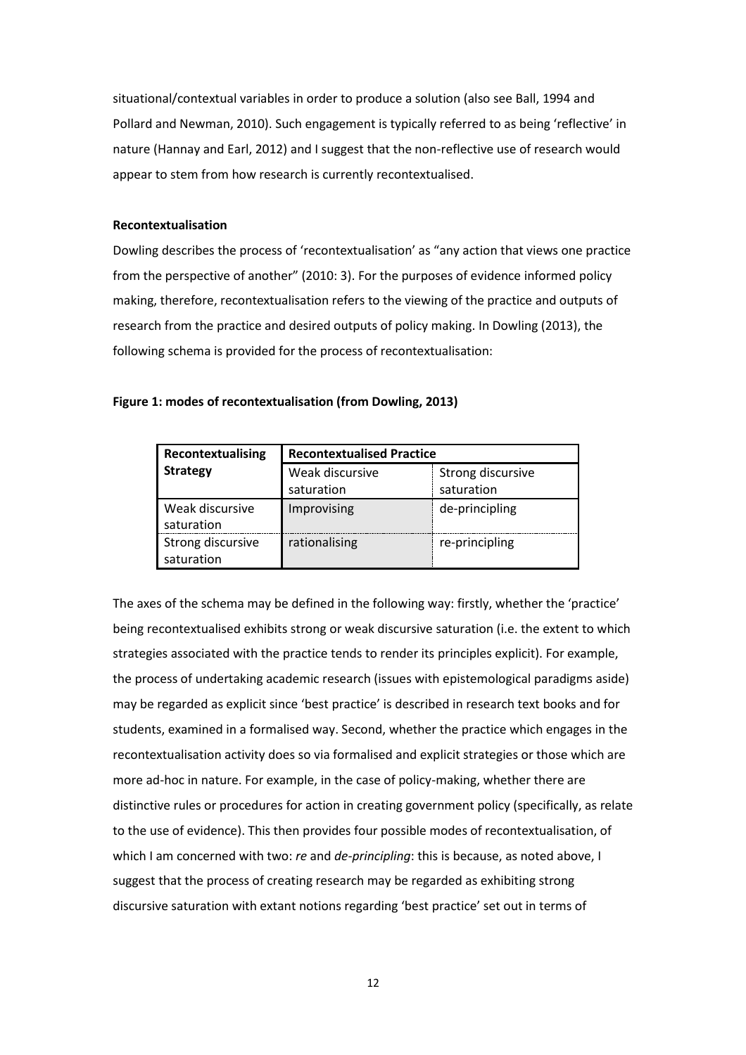situational/contextual variables in order to produce a solution (also see Ball, 1994 and Pollard and Newman, 2010). Such engagement is typically referred to as being 'reflective' in nature (Hannay and Earl, 2012) and I suggest that the non-reflective use of research would appear to stem from how research is currently recontextualised.

**Recontextualisation**

Dowling describes the process of 'recontextualisation' as "any action that views one practice from the perspective of another" (2010: 3). For the purposes of evidence informed policy making, therefore, recontextualisation refers to the viewing of the practice and outputs of research from the practice and desired outputs of policy making. In Dowling (2013), the following schema is provided for the process of recontextualisation:

**Figure 1: modes of recontextualisation (from Dowling, 2013)**

| Recontextualising Strategy | Recontextualised Practice | |
|---|---|---|
| | Weak discursive saturation | Strong discursive saturation |
| Weak discursive saturation | Improvising | de-principling |
| Strong discursive saturation | rationalising | re-principling |

The axes of the schema may be defined in the following way: firstly, whether the 'practice' being recontextualised exhibits strong or weak discursive saturation (i.e. the extent to which strategies associated with the practice tends to render its principles explicit). For example, the process of undertaking academic research (issues with epistemological paradigms aside) may be regarded as explicit since 'best practice' is described in research text books and for students, examined in a formalised way. Second, whether the practice which engages in the recontextualisation activity does so via formalised and explicit strategies or those which are more ad-hoc in nature. For example, in the case of policy-making, whether there are distinctive rules or procedures for action in creating government policy (specifically, as relate to the use of evidence). This then provides four possible modes of recontextualisation, of which I am concerned with two: *re* and *de-principling*: this is because, as noted above, I suggest that the process of creating research may be regarded as exhibiting strong discursive saturation with extant notions regarding 'best practice' set out in terms of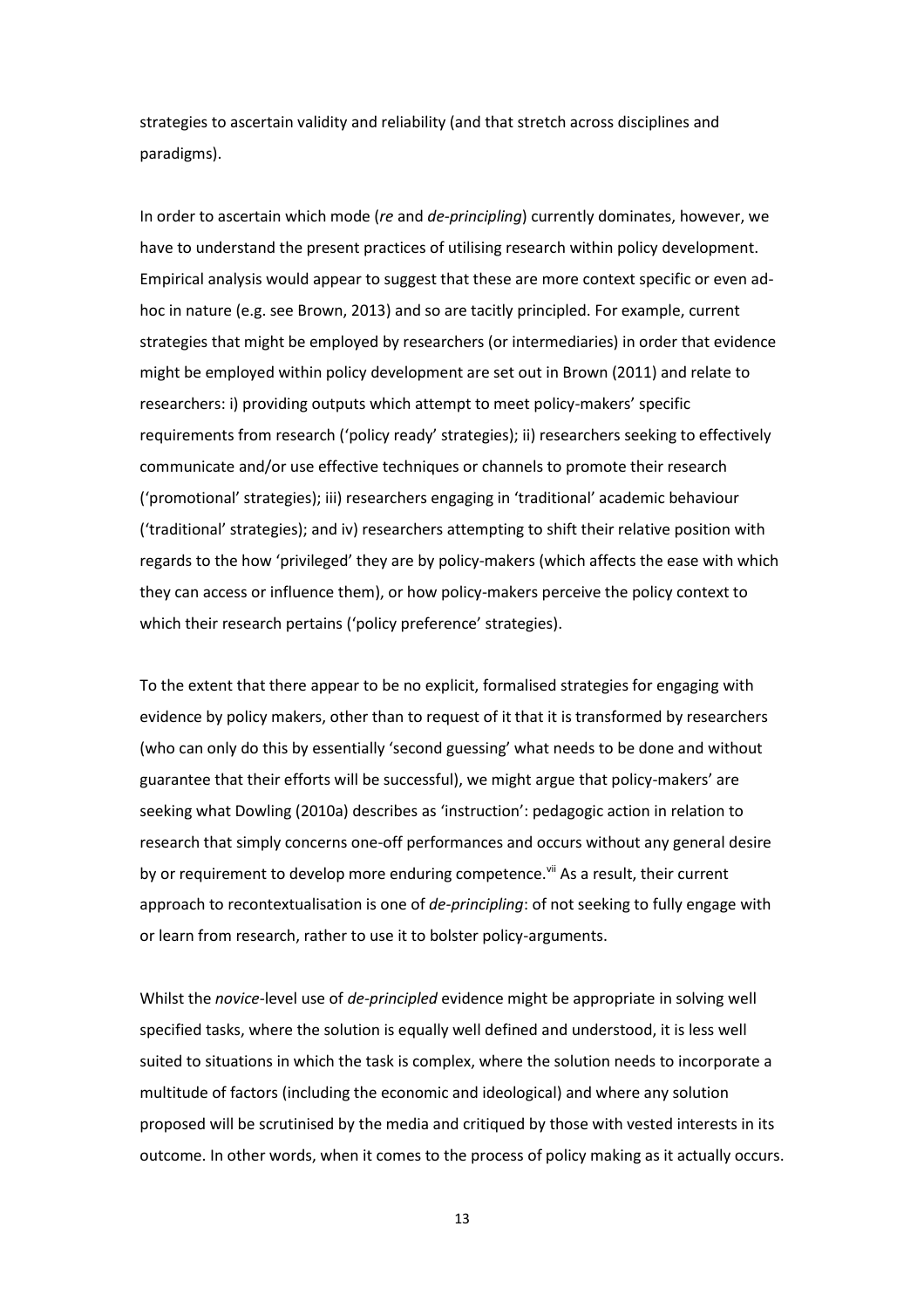strategies to ascertain validity and reliability (and that stretch across disciplines and paradigms).

In order to ascertain which mode (*re* and *de-principling*) currently dominates, however, we have to understand the present practices of utilising research within policy development. Empirical analysis would appear to suggest that these are more context specific or even ad-hoc in nature (e.g. see Brown, 2013) and so are tacitly principled. For example, current strategies that might be employed by researchers (or intermediaries) in order that evidence might be employed within policy development are set out in Brown (2011) and relate to researchers: i) providing outputs which attempt to meet policy-makers' specific requirements from research ('policy ready' strategies); ii) researchers seeking to effectively communicate and/or use effective techniques or channels to promote their research ('promotional' strategies); iii) researchers engaging in 'traditional' academic behaviour ('traditional' strategies); and iv) researchers attempting to shift their relative position with regards to the how 'privileged' they are by policy-makers (which affects the ease with which they can access or influence them), or how policy-makers perceive the policy context to which their research pertains ('policy preference' strategies).

To the extent that there appear to be no explicit, formalised strategies for engaging with evidence by policy makers, other than to request of it that it is transformed by researchers (who can only do this by essentially 'second guessing' what needs to be done and without guarantee that their efforts will be successful), we might argue that policy-makers' are seeking what Dowling (2010a) describes as 'instruction': pedagogic action in relation to research that simply concerns one-off performances and occurs without any general desire by or requirement to develop more enduring competence.[vii] As a result, their current approach to recontextualisation is one of *de-principling*: of not seeking to fully engage with or learn from research, rather to use it to bolster policy-arguments.

Whilst the *novice*-level use of *de-principled* evidence might be appropriate in solving well specified tasks, where the solution is equally well defined and understood, it is less well suited to situations in which the task is complex, where the solution needs to incorporate a multitude of factors (including the economic and ideological) and where any solution proposed will be scrutinised by the media and critiqued by those with vested interests in its outcome. In other words, when it comes to the process of policy making as it actually occurs.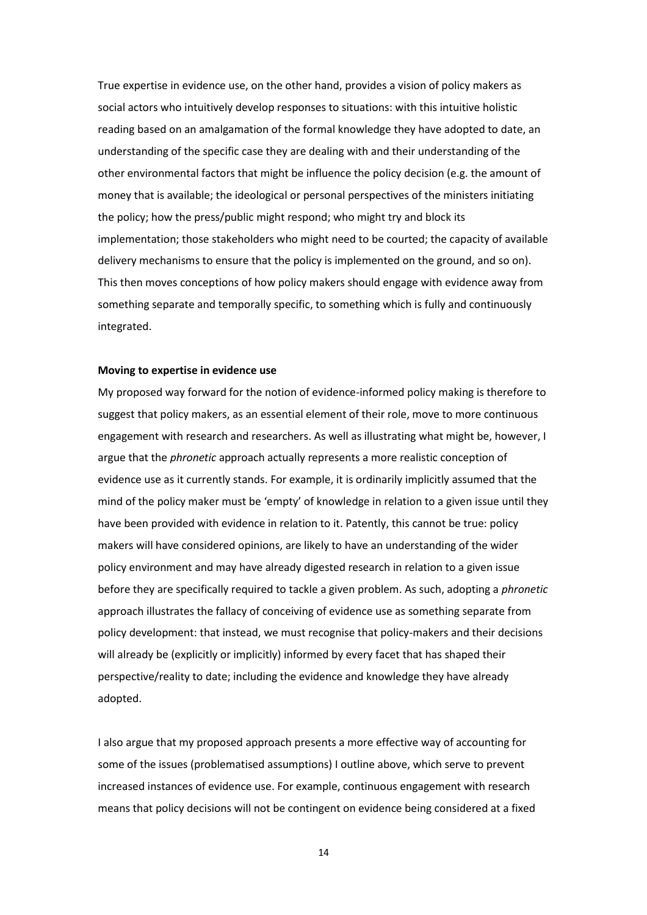True expertise in evidence use, on the other hand, provides a vision of policy makers as social actors who intuitively develop responses to situations: with this intuitive holistic reading based on an amalgamation of the formal knowledge they have adopted to date, an understanding of the specific case they are dealing with and their understanding of the other environmental factors that might be influence the policy decision (e.g. the amount of money that is available; the ideological or personal perspectives of the ministers initiating the policy; how the press/public might respond; who might try and block its implementation; those stakeholders who might need to be courted; the capacity of available delivery mechanisms to ensure that the policy is implemented on the ground, and so on). This then moves conceptions of how policy makers should engage with evidence away from something separate and temporally specific, to something which is fully and continuously integrated.

**Moving to expertise in evidence use**

My proposed way forward for the notion of evidence-informed policy making is therefore to suggest that policy makers, as an essential element of their role, move to more continuous engagement with research and researchers. As well as illustrating what might be, however, I argue that the *phronetic* approach actually represents a more realistic conception of evidence use as it currently stands. For example, it is ordinarily implicitly assumed that the mind of the policy maker must be 'empty' of knowledge in relation to a given issue until they have been provided with evidence in relation to it. Patently, this cannot be true: policy makers will have considered opinions, are likely to have an understanding of the wider policy environment and may have already digested research in relation to a given issue before they are specifically required to tackle a given problem. As such, adopting a *phronetic* approach illustrates the fallacy of conceiving of evidence use as something separate from policy development: that instead, we must recognise that policy-makers and their decisions will already be (explicitly or implicitly) informed by every facet that has shaped their perspective/reality to date; including the evidence and knowledge they have already adopted.

I also argue that my proposed approach presents a more effective way of accounting for some of the issues (problematised assumptions) I outline above, which serve to prevent increased instances of evidence use. For example, continuous engagement with research means that policy decisions will not be contingent on evidence being considered at a fixed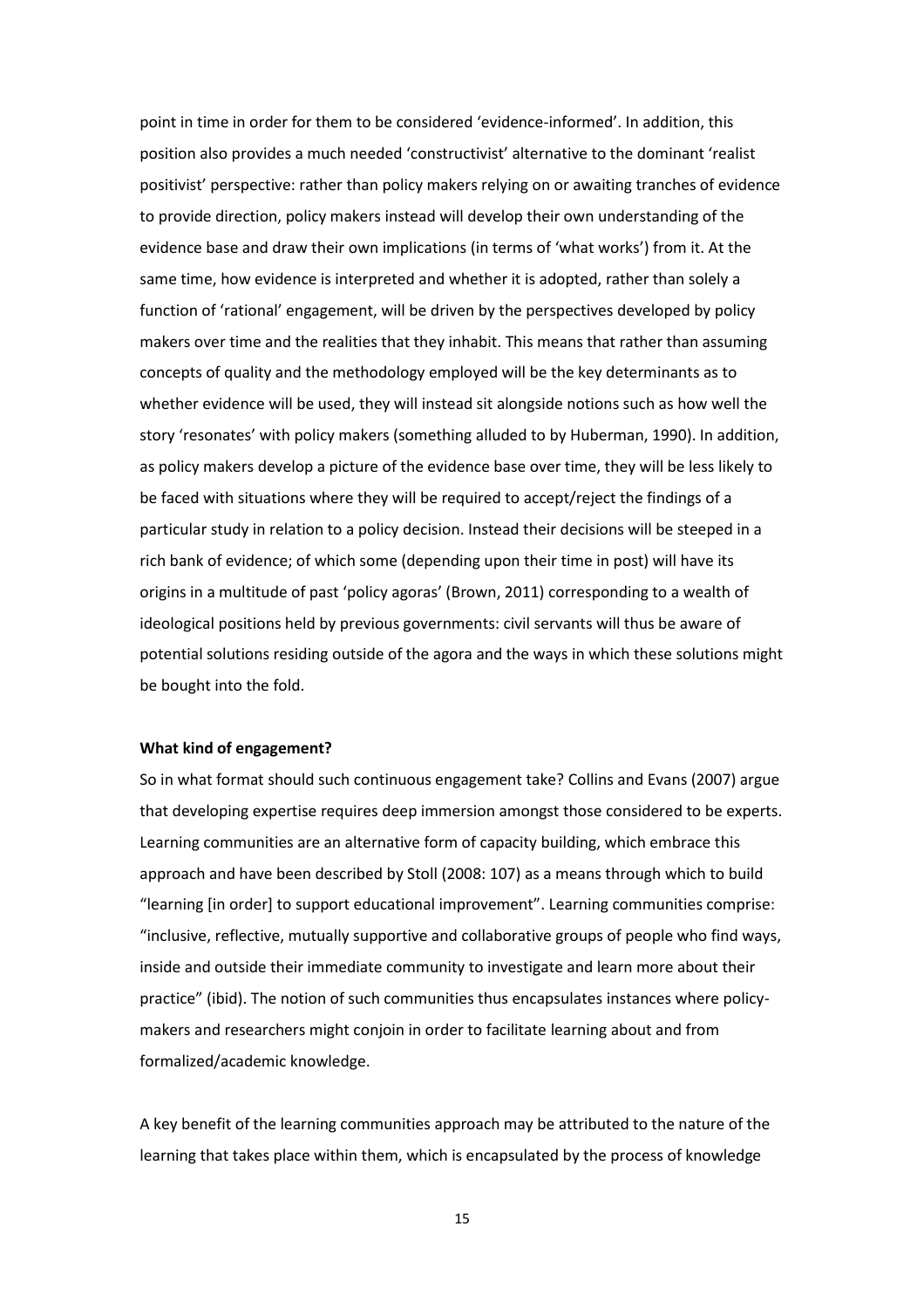point in time in order for them to be considered 'evidence-informed'. In addition, this position also provides a much needed 'constructivist' alternative to the dominant 'realist positivist' perspective: rather than policy makers relying on or awaiting tranches of evidence to provide direction, policy makers instead will develop their own understanding of the evidence base and draw their own implications (in terms of 'what works') from it. At the same time, how evidence is interpreted and whether it is adopted, rather than solely a function of 'rational' engagement, will be driven by the perspectives developed by policy makers over time and the realities that they inhabit. This means that rather than assuming concepts of quality and the methodology employed will be the key determinants as to whether evidence will be used, they will instead sit alongside notions such as how well the story 'resonates' with policy makers (something alluded to by Huberman, 1990). In addition, as policy makers develop a picture of the evidence base over time, they will be less likely to be faced with situations where they will be required to accept/reject the findings of a particular study in relation to a policy decision. Instead their decisions will be steeped in a rich bank of evidence; of which some (depending upon their time in post) will have its origins in a multitude of past 'policy agoras' (Brown, 2011) corresponding to a wealth of ideological positions held by previous governments: civil servants will thus be aware of potential solutions residing outside of the agora and the ways in which these solutions might be bought into the fold.

**What kind of engagement?**

So in what format should such continuous engagement take? Collins and Evans (2007) argue that developing expertise requires deep immersion amongst those considered to be experts. Learning communities are an alternative form of capacity building, which embrace this approach and have been described by Stoll (2008: 107) as a means through which to build "learning [in order] to support educational improvement". Learning communities comprise: "inclusive, reflective, mutually supportive and collaborative groups of people who find ways, inside and outside their immediate community to investigate and learn more about their practice" (ibid). The notion of such communities thus encapsulates instances where policy-makers and researchers might conjoin in order to facilitate learning about and from formalized/academic knowledge.

A key benefit of the learning communities approach may be attributed to the nature of the learning that takes place within them, which is encapsulated by the process of knowledge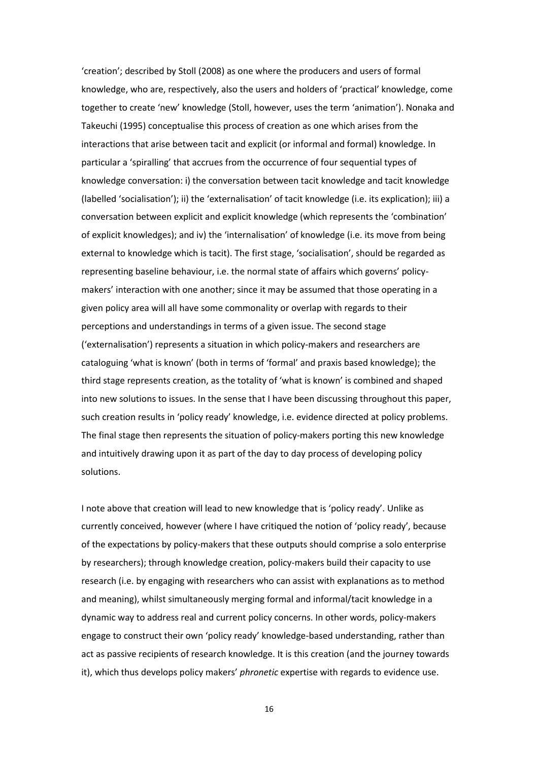'creation'; described by Stoll (2008) as one where the producers and users of formal knowledge, who are, respectively, also the users and holders of 'practical' knowledge, come together to create 'new' knowledge (Stoll, however, uses the term 'animation'). Nonaka and Takeuchi (1995) conceptualise this process of creation as one which arises from the interactions that arise between tacit and explicit (or informal and formal) knowledge. In particular a 'spiralling' that accrues from the occurrence of four sequential types of knowledge conversation: i) the conversation between tacit knowledge and tacit knowledge (labelled 'socialisation'); ii) the 'externalisation' of tacit knowledge (i.e. its explication); iii) a conversation between explicit and explicit knowledge (which represents the 'combination' of explicit knowledges); and iv) the 'internalisation' of knowledge (i.e. its move from being external to knowledge which is tacit). The first stage, 'socialisation', should be regarded as representing baseline behaviour, i.e. the normal state of affairs which governs' policy-makers' interaction with one another; since it may be assumed that those operating in a given policy area will all have some commonality or overlap with regards to their perceptions and understandings in terms of a given issue. The second stage ('externalisation') represents a situation in which policy-makers and researchers are cataloguing 'what is known' (both in terms of 'formal' and praxis based knowledge); the third stage represents creation, as the totality of 'what is known' is combined and shaped into new solutions to issues. In the sense that I have been discussing throughout this paper, such creation results in 'policy ready' knowledge, i.e. evidence directed at policy problems. The final stage then represents the situation of policy-makers porting this new knowledge and intuitively drawing upon it as part of the day to day process of developing policy solutions.

I note above that creation will lead to new knowledge that is 'policy ready'. Unlike as currently conceived, however (where I have critiqued the notion of 'policy ready', because of the expectations by policy-makers that these outputs should comprise a solo enterprise by researchers); through knowledge creation, policy-makers build their capacity to use research (i.e. by engaging with researchers who can assist with explanations as to method and meaning), whilst simultaneously merging formal and informal/tacit knowledge in a dynamic way to address real and current policy concerns. In other words, policy-makers engage to construct their own 'policy ready' knowledge-based understanding, rather than act as passive recipients of research knowledge. It is this creation (and the journey towards it), which thus develops policy makers' *phronetic* expertise with regards to evidence use.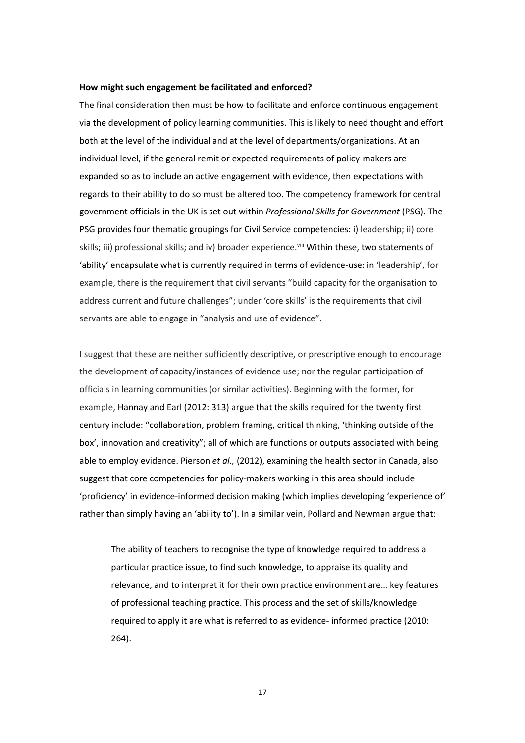**How might such engagement be facilitated and enforced?**

The final consideration then must be how to facilitate and enforce continuous engagement via the development of policy learning communities. This is likely to need thought and effort both at the level of the individual and at the level of departments/organizations. At an individual level, if the general remit or expected requirements of policy-makers are expanded so as to include an active engagement with evidence, then expectations with regards to their ability to do so must be altered too. The competency framework for central government officials in the UK is set out within *Professional Skills for Government* (PSG). The PSG provides four thematic groupings for Civil Service competencies: i) leadership; ii) core skills; iii) professional skills; and iv) broader experience.[viii] Within these, two statements of 'ability' encapsulate what is currently required in terms of evidence-use: in 'leadership', for example, there is the requirement that civil servants "build capacity for the organisation to address current and future challenges"; under 'core skills' is the requirements that civil servants are able to engage in "analysis and use of evidence".

I suggest that these are neither sufficiently descriptive, or prescriptive enough to encourage the development of capacity/instances of evidence use; nor the regular participation of officials in learning communities (or similar activities). Beginning with the former, for example, Hannay and Earl (2012: 313) argue that the skills required for the twenty first century include: "collaboration, problem framing, critical thinking, 'thinking outside of the box', innovation and creativity"; all of which are functions or outputs associated with being able to employ evidence. Pierson *et al.,* (2012), examining the health sector in Canada, also suggest that core competencies for policy-makers working in this area should include 'proficiency' in evidence-informed decision making (which implies developing 'experience of' rather than simply having an 'ability to'). In a similar vein, Pollard and Newman argue that:

> The ability of teachers to recognise the type of knowledge required to address a particular practice issue, to find such knowledge, to appraise its quality and relevance, and to interpret it for their own practice environment are… key features of professional teaching practice. This process and the set of skills/knowledge required to apply it are what is referred to as evidence- informed practice (2010: 264).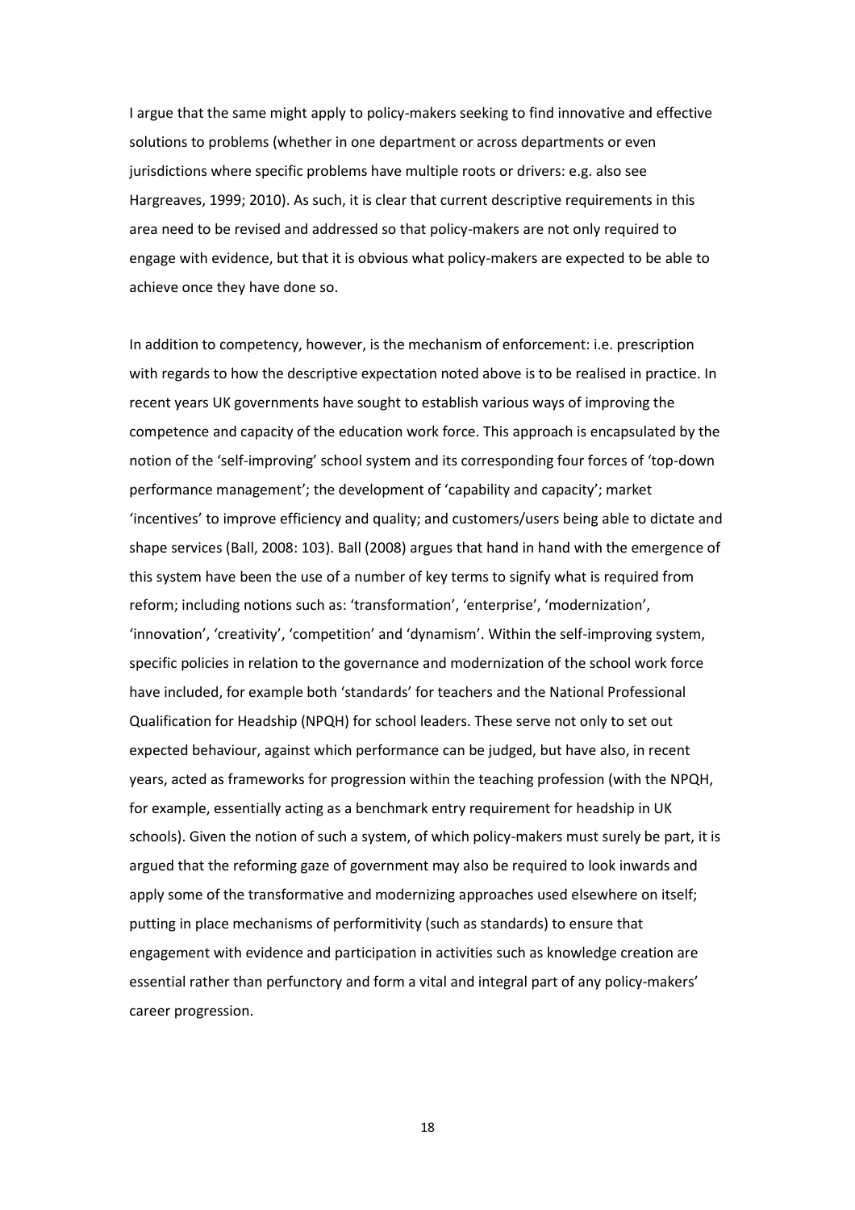I argue that the same might apply to policy-makers seeking to find innovative and effective solutions to problems (whether in one department or across departments or even jurisdictions where specific problems have multiple roots or drivers: e.g. also see Hargreaves, 1999; 2010). As such, it is clear that current descriptive requirements in this area need to be revised and addressed so that policy-makers are not only required to engage with evidence, but that it is obvious what policy-makers are expected to be able to achieve once they have done so.

In addition to competency, however, is the mechanism of enforcement: i.e. prescription with regards to how the descriptive expectation noted above is to be realised in practice. In recent years UK governments have sought to establish various ways of improving the competence and capacity of the education work force. This approach is encapsulated by the notion of the 'self-improving' school system and its corresponding four forces of 'top-down performance management'; the development of 'capability and capacity'; market 'incentives' to improve efficiency and quality; and customers/users being able to dictate and shape services (Ball, 2008: 103). Ball (2008) argues that hand in hand with the emergence of this system have been the use of a number of key terms to signify what is required from reform; including notions such as: 'transformation', 'enterprise', 'modernization', 'innovation', 'creativity', 'competition' and 'dynamism'. Within the self-improving system, specific policies in relation to the governance and modernization of the school work force have included, for example both 'standards' for teachers and the National Professional Qualification for Headship (NPQH) for school leaders. These serve not only to set out expected behaviour, against which performance can be judged, but have also, in recent years, acted as frameworks for progression within the teaching profession (with the NPQH, for example, essentially acting as a benchmark entry requirement for headship in UK schools). Given the notion of such a system, of which policy-makers must surely be part, it is argued that the reforming gaze of government may also be required to look inwards and apply some of the transformative and modernizing approaches used elsewhere on itself; putting in place mechanisms of performitivity (such as standards) to ensure that engagement with evidence and participation in activities such as knowledge creation are essential rather than perfunctory and form a vital and integral part of any policy-makers' career progression.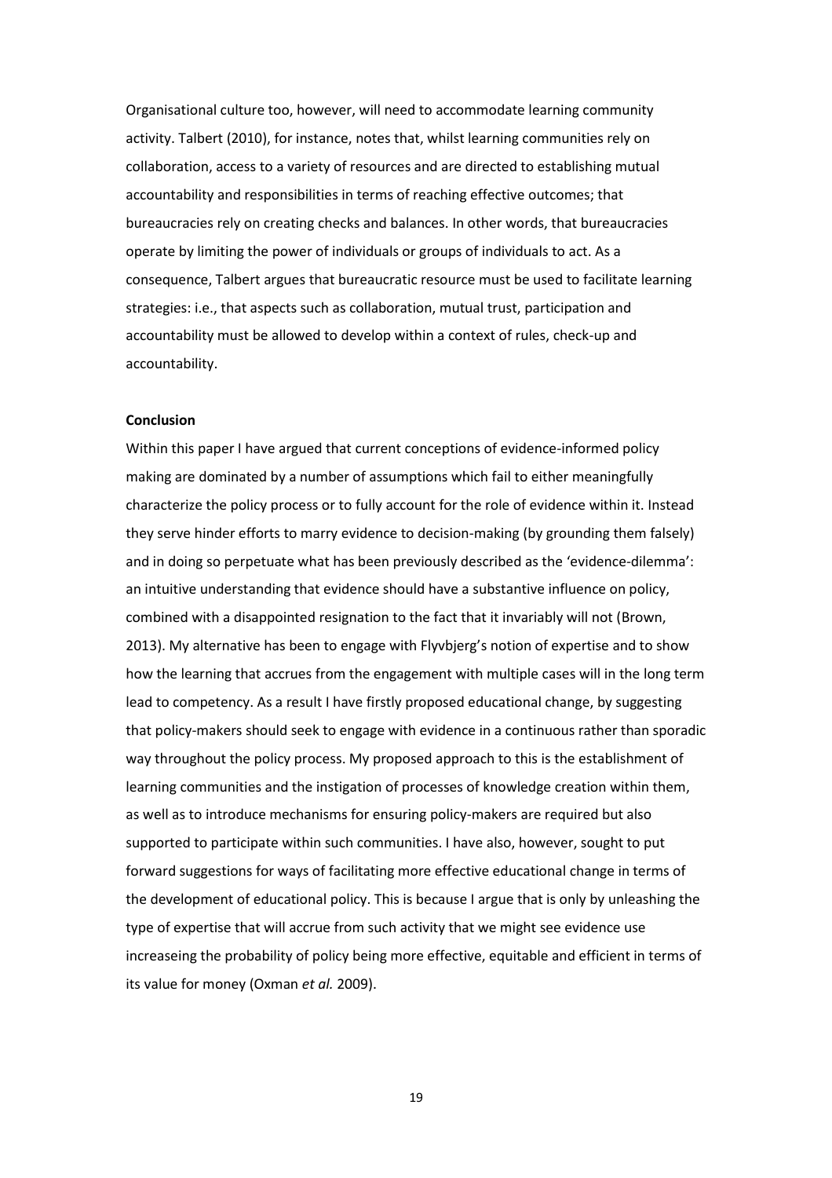Organisational culture too, however, will need to accommodate learning community activity. Talbert (2010), for instance, notes that, whilst learning communities rely on collaboration, access to a variety of resources and are directed to establishing mutual accountability and responsibilities in terms of reaching effective outcomes; that bureaucracies rely on creating checks and balances. In other words, that bureaucracies operate by limiting the power of individuals or groups of individuals to act. As a consequence, Talbert argues that bureaucratic resource must be used to facilitate learning strategies: i.e., that aspects such as collaboration, mutual trust, participation and accountability must be allowed to develop within a context of rules, check-up and accountability.

**Conclusion**

Within this paper I have argued that current conceptions of evidence-informed policy making are dominated by a number of assumptions which fail to either meaningfully characterize the policy process or to fully account for the role of evidence within it. Instead they serve hinder efforts to marry evidence to decision-making (by grounding them falsely) and in doing so perpetuate what has been previously described as the 'evidence-dilemma': an intuitive understanding that evidence should have a substantive influence on policy, combined with a disappointed resignation to the fact that it invariably will not (Brown, 2013). My alternative has been to engage with Flyvbjerg's notion of expertise and to show how the learning that accrues from the engagement with multiple cases will in the long term lead to competency. As a result I have firstly proposed educational change, by suggesting that policy-makers should seek to engage with evidence in a continuous rather than sporadic way throughout the policy process. My proposed approach to this is the establishment of learning communities and the instigation of processes of knowledge creation within them, as well as to introduce mechanisms for ensuring policy-makers are required but also supported to participate within such communities. I have also, however, sought to put forward suggestions for ways of facilitating more effective educational change in terms of the development of educational policy. This is because I argue that is only by unleashing the type of expertise that will accrue from such activity that we might see evidence use increaseing the probability of policy being more effective, equitable and efficient in terms of its value for money (Oxman *et al.* 2009).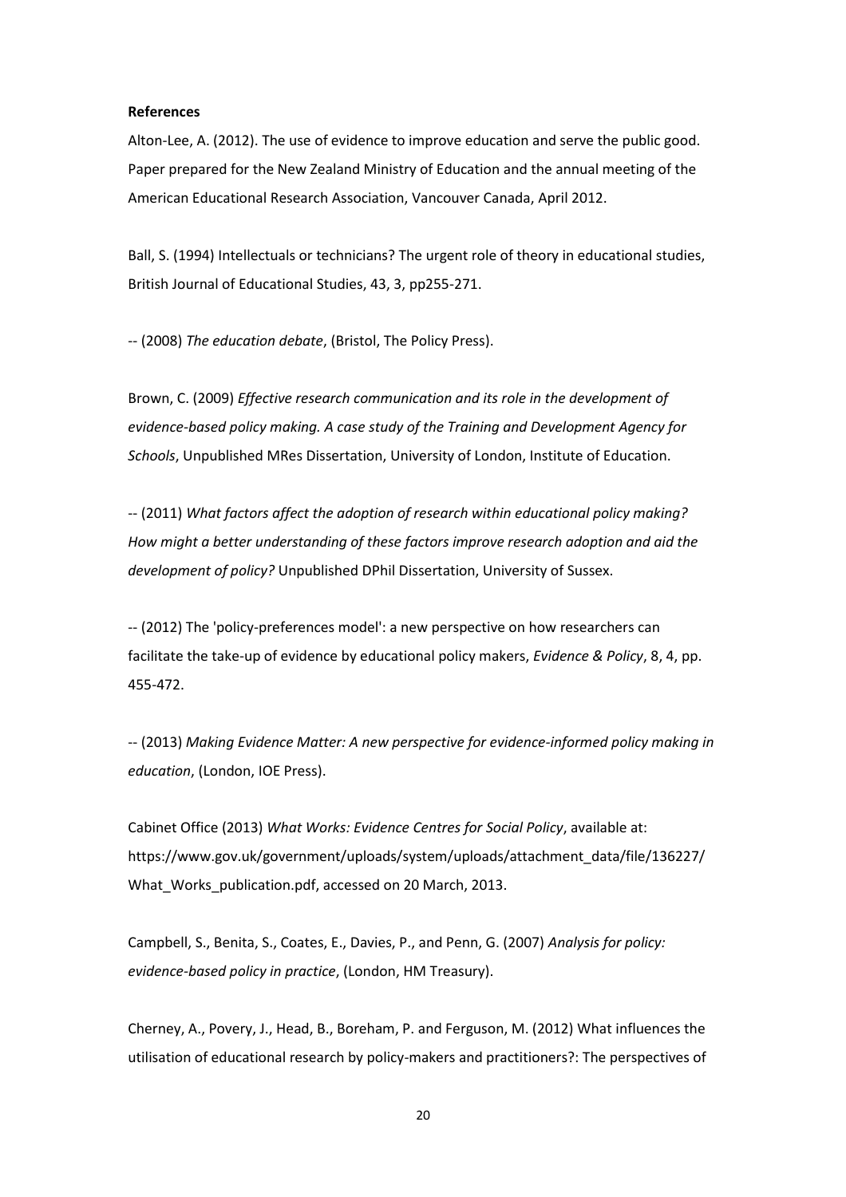**References**

Alton-Lee, A. (2012). The use of evidence to improve education and serve the public good. Paper prepared for the New Zealand Ministry of Education and the annual meeting of the American Educational Research Association, Vancouver Canada, April 2012.

Ball, S. (1994) Intellectuals or technicians? The urgent role of theory in educational studies, British Journal of Educational Studies, 43, 3, pp255-271.

-- (2008) *The education debate*, (Bristol, The Policy Press).

Brown, C. (2009) *Effective research communication and its role in the development of evidence-based policy making. A case study of the Training and Development Agency for Schools*, Unpublished MRes Dissertation, University of London, Institute of Education.

-- (2011) *What factors affect the adoption of research within educational policy making? How might a better understanding of these factors improve research adoption and aid the development of policy?* Unpublished DPhil Dissertation, University of Sussex.

-- (2012) The 'policy-preferences model': a new perspective on how researchers can facilitate the take-up of evidence by educational policy makers, *Evidence & Policy*, 8, 4, pp. 455-472.

-- (2013) *Making Evidence Matter: A new perspective for evidence-informed policy making in education*, (London, IOE Press).

Cabinet Office (2013) *What Works: Evidence Centres for Social Policy*, available at: https://www.gov.uk/government/uploads/system/uploads/attachment_data/file/136227/What_Works_publication.pdf, accessed on 20 March, 2013.

Campbell, S., Benita, S., Coates, E., Davies, P., and Penn, G. (2007) *Analysis for policy: evidence-based policy in practice*, (London, HM Treasury).

Cherney, A., Povery, J., Head, B., Boreham, P. and Ferguson, M. (2012) What influences the utilisation of educational research by policy-makers and practitioners?: The perspectives of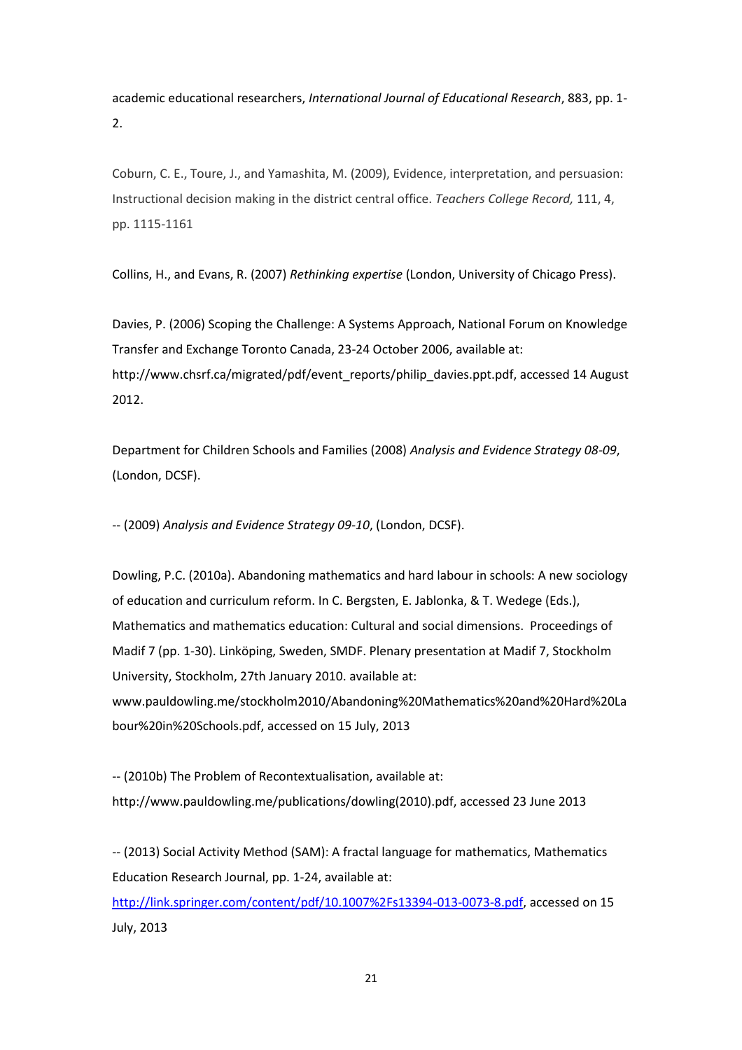academic educational researchers, *International Journal of Educational Research*, 883, pp. 1-2.

Coburn, C. E., Toure, J., and Yamashita, M. (2009), Evidence, interpretation, and persuasion: Instructional decision making in the district central office. *Teachers College Record,* 111, 4, pp. 1115-1161

Collins, H., and Evans, R. (2007) *Rethinking expertise* (London, University of Chicago Press).

Davies, P. (2006) Scoping the Challenge: A Systems Approach, National Forum on Knowledge Transfer and Exchange Toronto Canada, 23-24 October 2006, available at: http://www.chsrf.ca/migrated/pdf/event_reports/philip_davies.ppt.pdf, accessed 14 August 2012.

Department for Children Schools and Families (2008) *Analysis and Evidence Strategy 08-09*, (London, DCSF).

-- (2009) *Analysis and Evidence Strategy 09-10*, (London, DCSF).

Dowling, P.C. (2010a). Abandoning mathematics and hard labour in schools: A new sociology of education and curriculum reform. In C. Bergsten, E. Jablonka, & T. Wedege (Eds.), Mathematics and mathematics education: Cultural and social dimensions. Proceedings of Madif 7 (pp. 1-30). Linköping, Sweden, SMDF. Plenary presentation at Madif 7, Stockholm University, Stockholm, 27th January 2010. available at: www.pauldowling.me/stockholm2010/Abandoning%20Mathematics%20and%20Hard%20Labour%20in%20Schools.pdf, accessed on 15 July, 2013

-- (2010b) The Problem of Recontextualisation, available at: http://www.pauldowling.me/publications/dowling(2010).pdf, accessed 23 June 2013

-- (2013) Social Activity Method (SAM): A fractal language for mathematics, Mathematics Education Research Journal, pp. 1-24, available at: http://link.springer.com/content/pdf/10.1007%2Fs13394-013-0073-8.pdf, accessed on 15 July, 2013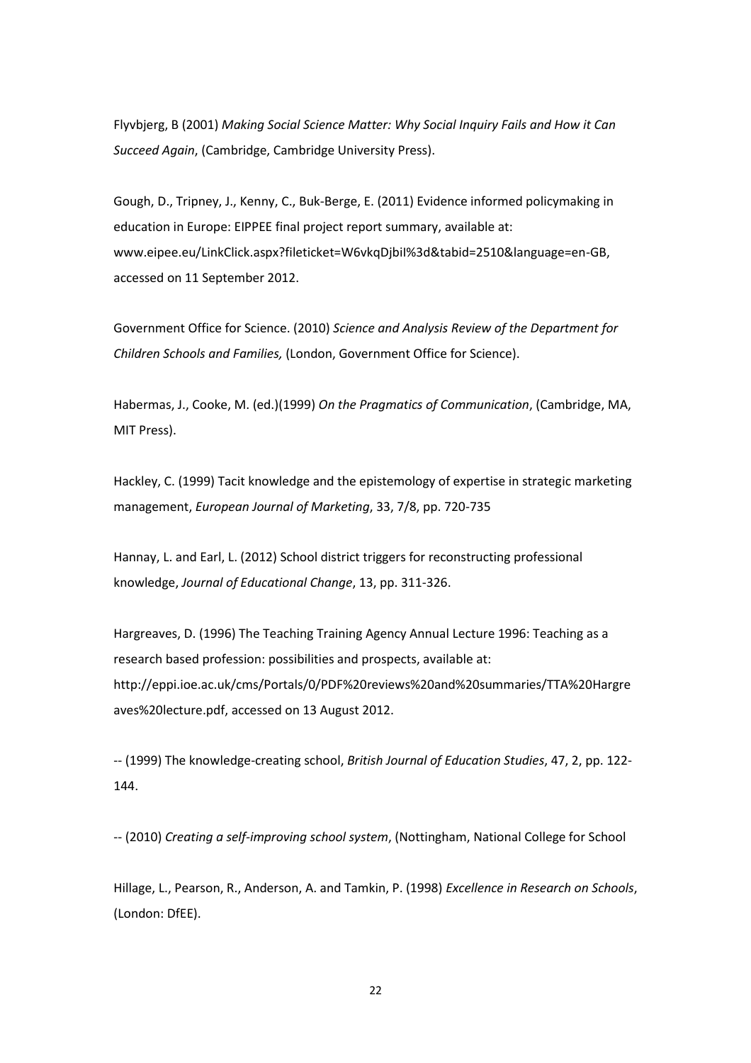Flyvbjerg, B (2001) *Making Social Science Matter: Why Social Inquiry Fails and How it Can Succeed Again*, (Cambridge, Cambridge University Press).

Gough, D., Tripney, J., Kenny, C., Buk-Berge, E. (2011) Evidence informed policymaking in education in Europe: EIPPEE final project report summary, available at: www.eipee.eu/LinkClick.aspx?fileticket=W6vkqDjbiI%3d&tabid=2510&language=en-GB, accessed on 11 September 2012.

Government Office for Science. (2010) *Science and Analysis Review of the Department for Children Schools and Families,* (London, Government Office for Science).

Habermas, J., Cooke, M. (ed.)(1999) *On the Pragmatics of Communication*, (Cambridge, MA, MIT Press).

Hackley, C. (1999) Tacit knowledge and the epistemology of expertise in strategic marketing management, *European Journal of Marketing*, 33, 7/8, pp. 720-735

Hannay, L. and Earl, L. (2012) School district triggers for reconstructing professional knowledge, *Journal of Educational Change*, 13, pp. 311-326.

Hargreaves, D. (1996) The Teaching Training Agency Annual Lecture 1996: Teaching as a research based profession: possibilities and prospects, available at: http://eppi.ioe.ac.uk/cms/Portals/0/PDF%20reviews%20and%20summaries/TTA%20Hargreaves%20lecture.pdf, accessed on 13 August 2012.

-- (1999) The knowledge-creating school, *British Journal of Education Studies*, 47, 2, pp. 122-144.

-- (2010) *Creating a self-improving school system*, (Nottingham, National College for School

Hillage, L., Pearson, R., Anderson, A. and Tamkin, P. (1998) *Excellence in Research on Schools*, (London: DfEE).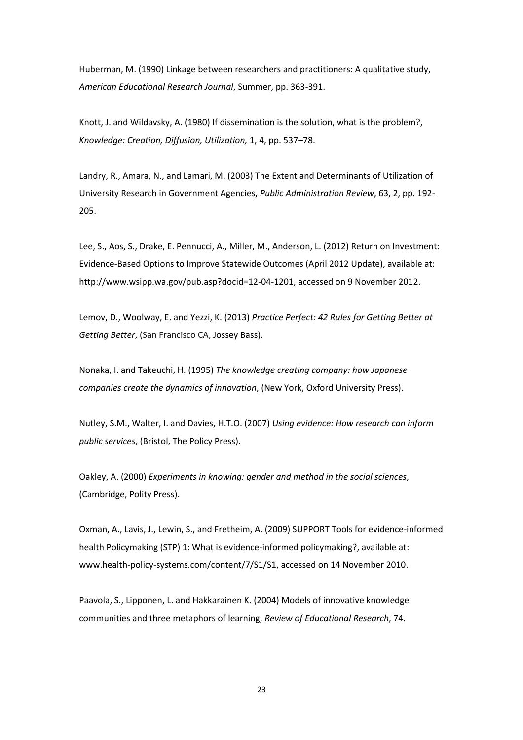Huberman, M. (1990) Linkage between researchers and practitioners: A qualitative study, *American Educational Research Journal*, Summer, pp. 363-391.

Knott, J. and Wildavsky, A. (1980) If dissemination is the solution, what is the problem?, *Knowledge: Creation, Diffusion, Utilization,* 1, 4, pp. 537–78.

Landry, R., Amara, N., and Lamari, M. (2003) The Extent and Determinants of Utilization of University Research in Government Agencies, *Public Administration Review*, 63, 2, pp. 192-205.

Lee, S., Aos, S., Drake, E. Pennucci, A., Miller, M., Anderson, L. (2012) Return on Investment: Evidence-Based Options to Improve Statewide Outcomes (April 2012 Update), available at: http://www.wsipp.wa.gov/pub.asp?docid=12-04-1201, accessed on 9 November 2012.

Lemov, D., Woolway, E. and Yezzi, K. (2013) *Practice Perfect: 42 Rules for Getting Better at Getting Better*, (San Francisco CA, Jossey Bass).

Nonaka, I. and Takeuchi, H. (1995) *The knowledge creating company: how Japanese companies create the dynamics of innovation*, (New York, Oxford University Press).

Nutley, S.M., Walter, I. and Davies, H.T.O. (2007) *Using evidence: How research can inform public services*, (Bristol, The Policy Press).

Oakley, A. (2000) *Experiments in knowing: gender and method in the social sciences*, (Cambridge, Polity Press).

Oxman, A., Lavis, J., Lewin, S., and Fretheim, A. (2009) SUPPORT Tools for evidence-informed health Policymaking (STP) 1: What is evidence-informed policymaking?, available at: www.health-policy-systems.com/content/7/S1/S1, accessed on 14 November 2010.

Paavola, S., Lipponen, L. and Hakkarainen K. (2004) Models of innovative knowledge communities and three metaphors of learning, *Review of Educational Research*, 74.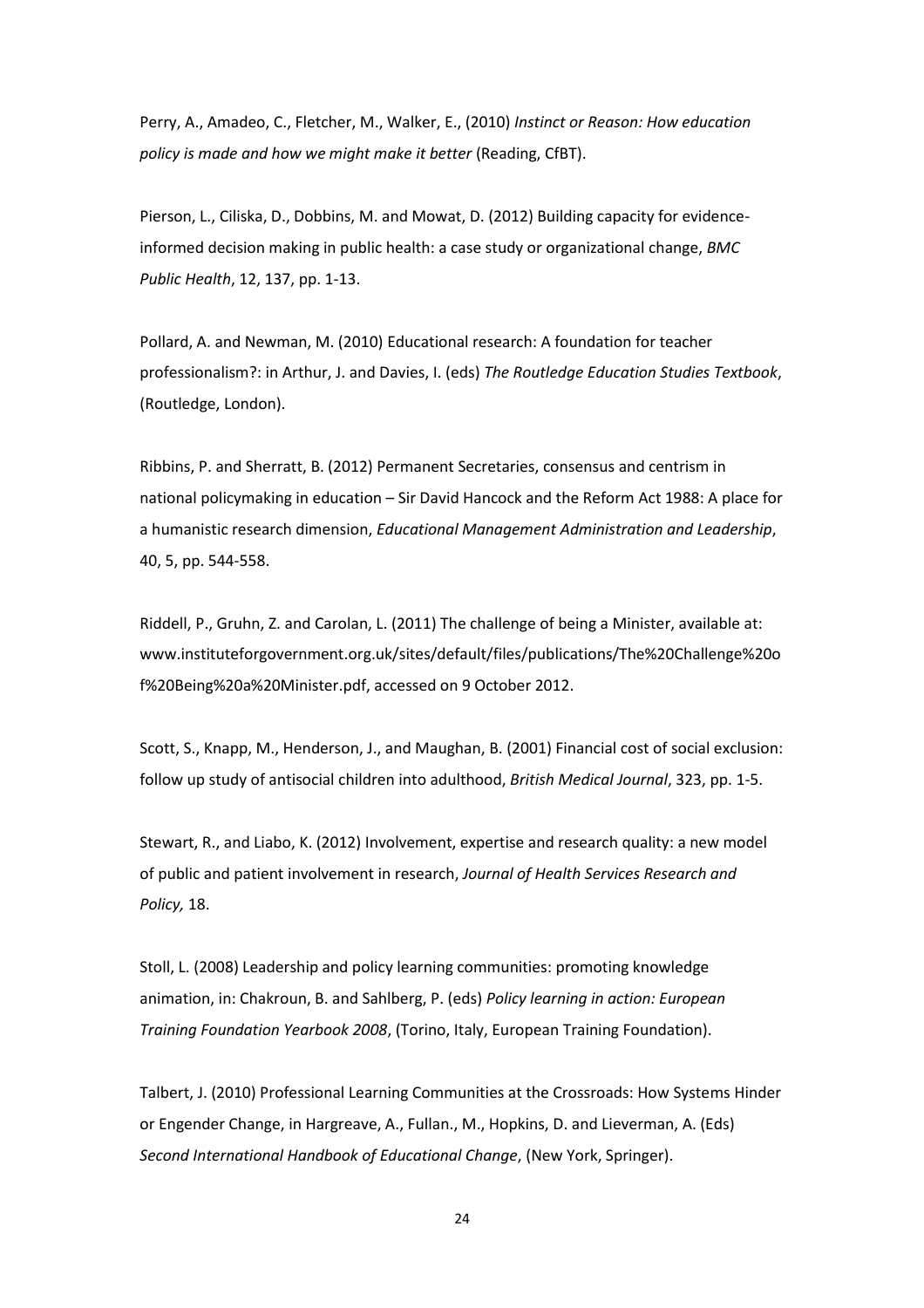Perry, A., Amadeo, C., Fletcher, M., Walker, E., (2010) *Instinct or Reason: How education policy is made and how we might make it better* (Reading, CfBT).

Pierson, L., Ciliska, D., Dobbins, M. and Mowat, D. (2012) Building capacity for evidence-informed decision making in public health: a case study or organizational change, *BMC Public Health*, 12, 137, pp. 1-13.

Pollard, A. and Newman, M. (2010) Educational research: A foundation for teacher professionalism?: in Arthur, J. and Davies, I. (eds) *The Routledge Education Studies Textbook*, (Routledge, London).

Ribbins, P. and Sherratt, B. (2012) Permanent Secretaries, consensus and centrism in national policymaking in education – Sir David Hancock and the Reform Act 1988: A place for a humanistic research dimension, *Educational Management Administration and Leadership*, 40, 5, pp. 544-558.

Riddell, P., Gruhn, Z. and Carolan, L. (2011) The challenge of being a Minister, available at: www.instituteforgovernment.org.uk/sites/default/files/publications/The%20Challenge%20of%20Being%20a%20Minister.pdf, accessed on 9 October 2012.

Scott, S., Knapp, M., Henderson, J., and Maughan, B. (2001) Financial cost of social exclusion: follow up study of antisocial children into adulthood, *British Medical Journal*, 323, pp. 1-5.

Stewart, R., and Liabo, K. (2012) Involvement, expertise and research quality: a new model of public and patient involvement in research, *Journal of Health Services Research and Policy,* 18.

Stoll, L. (2008) Leadership and policy learning communities: promoting knowledge animation, in: Chakroun, B. and Sahlberg, P. (eds) *Policy learning in action: European Training Foundation Yearbook 2008*, (Torino, Italy, European Training Foundation).

Talbert, J. (2010) Professional Learning Communities at the Crossroads: How Systems Hinder or Engender Change, in Hargreave, A., Fullan., M., Hopkins, D. and Lieverman, A. (Eds) *Second International Handbook of Educational Change*, (New York, Springer).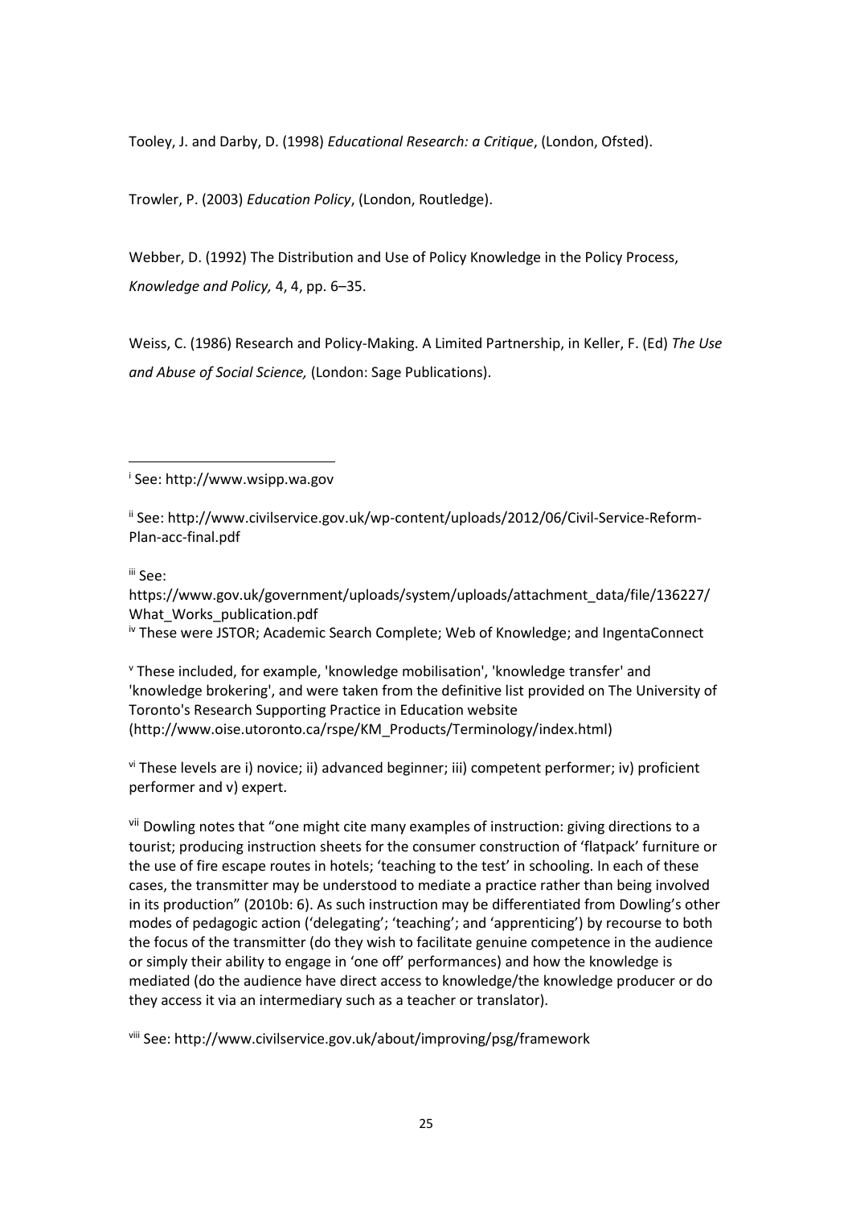Tooley, J. and Darby, D. (1998) *Educational Research: a Critique*, (London, Ofsted).

Trowler, P. (2003) *Education Policy*, (London, Routledge).

Webber, D. (1992) The Distribution and Use of Policy Knowledge in the Policy Process, *Knowledge and Policy,* 4, 4, pp. 6–35.

Weiss, C. (1986) Research and Policy-Making. A Limited Partnership, in Keller, F. (Ed) *The Use and Abuse of Social Science,* (London: Sage Publications).

---

[i] See: http://www.wsipp.wa.gov

[ii] See: http://www.civilservice.gov.uk/wp-content/uploads/2012/06/Civil-Service-Reform-Plan-acc-final.pdf

[iii] See: https://www.gov.uk/government/uploads/system/uploads/attachment_data/file/136227/What_Works_publication.pdf

[iv] These were JSTOR; Academic Search Complete; Web of Knowledge; and IngentaConnect

[v] These included, for example, 'knowledge mobilisation', 'knowledge transfer' and 'knowledge brokering', and were taken from the definitive list provided on The University of Toronto's Research Supporting Practice in Education website (http://www.oise.utoronto.ca/rspe/KM_Products/Terminology/index.html)

[vi] These levels are i) novice; ii) advanced beginner; iii) competent performer; iv) proficient performer and v) expert.

[vii] Dowling notes that "one might cite many examples of instruction: giving directions to a tourist; producing instruction sheets for the consumer construction of 'flatpack' furniture or the use of fire escape routes in hotels; 'teaching to the test' in schooling. In each of these cases, the transmitter may be understood to mediate a practice rather than being involved in its production" (2010b: 6). As such instruction may be differentiated from Dowling's other modes of pedagogic action ('delegating'; 'teaching'; and 'apprenticing') by recourse to both the focus of the transmitter (do they wish to facilitate genuine competence in the audience or simply their ability to engage in 'one off' performances) and how the knowledge is mediated (do the audience have direct access to knowledge/the knowledge producer or do they access it via an intermediary such as a teacher or translator).

[viii] See: http://www.civilservice.gov.uk/about/improving/psg/framework